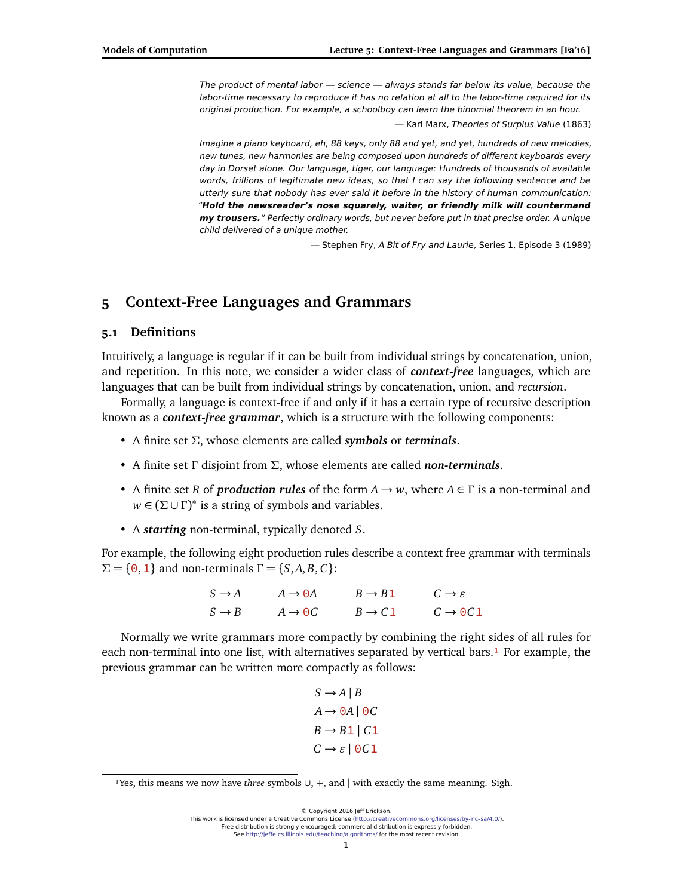*The product of mental labor — science — always stands far below its value, because the labor-time necessary to reproduce it has no relation at all to the labor-time required for its original production. For example, a schoolboy can learn the binomial theorem in an hour.*

— Karl Marx, *Theories of Surplus Value* (1863)

*Imagine a piano keyboard, eh, 88 keys, only 88 and yet, and yet, hundreds of new melodies, new tunes, new harmonies are being composed upon hundreds of different keyboards every day in Dorset alone. Our language, tiger, our language: Hundreds of thousands of available words, frillions of legitimate new ideas, so that I can say the following sentence and be utterly sure that nobody has ever said it before in the history of human communication: "**Hold the newsreader's nose squarely, waiter, or friendly milk will countermand my trousers.**" Perfectly ordinary words, but never before put in that precise order. A unique child delivered of a unique mother.*

— Stephen Fry, *A Bit of Fry and Laurie*, Series 1, Episode 3 (1989)

# 5 Context-Free Languages and Grammars

## 5.1 Definitions

Intuitively, a language is regular if it can be built from individual strings by concatenation, union, and repetition. In this note, we consider a wider class of ***context-free*** languages, which are languages that can be built from individual strings by concatenation, union, and *recursion*.

Formally, a language is context-free if and only if it has a certain type of recursive description known as a ***context-free grammar***, which is a structure with the following components:

- A finite set $\Sigma$, whose elements are called ***symbols*** or ***terminals***.
- A finite set $\Gamma$ disjoint from $\Sigma$, whose elements are called ***non-terminals***.
- A finite set $R$ of ***production rules*** of the form $A \to w$, where $A \in \Gamma$ is a non-terminal and $w \in (\Sigma \cup \Gamma)^*$ is a string of symbols and variables.
- A ***starting*** non-terminal, typically denoted $S$.

For example, the following eight production rules describe a context free grammar with terminals $\Sigma = \{\mathtt{0}, \mathtt{1}\}$ and non-terminals $\Gamma = \{S, A, B, C\}$:

$$
\begin{array}{llll}
S \to A & A \to \mathtt{0}A & B \to B\mathtt{1} & C \to \varepsilon \\
S \to B & A \to \mathtt{0}C & B \to C\mathtt{1} & C \to \mathtt{0}C\mathtt{1}
\end{array}
$$

Normally we write grammars more compactly by combining the right sides of all rules for each non-terminal into one list, with alternatives separated by vertical bars.[1] For example, the previous grammar can be written more compactly as follows:

$$
\begin{aligned}
S &\to A \mid B \\
A &\to \mathtt{0}A \mid \mathtt{0}C \\
B &\to B\mathtt{1} \mid C\mathtt{1} \\
C &\to \varepsilon \mid \mathtt{0}C\mathtt{1}
\end{aligned}
$$

[1] Yes, this means we now have *three* symbols $\cup$, $+$, and $\mid$ with exactly the same meaning. Sigh.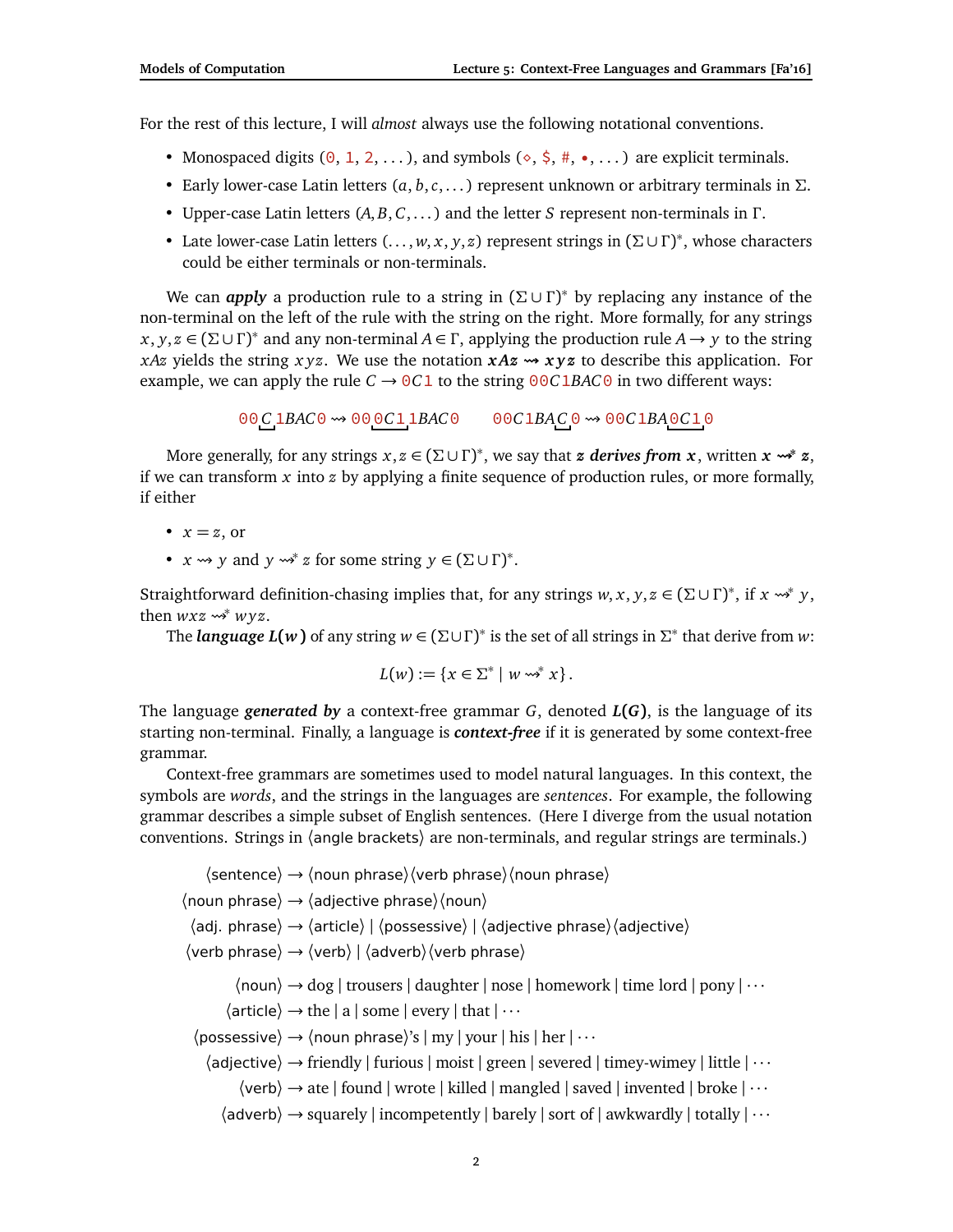For the rest of this lecture, I will *almost* always use the following notational conventions.

- Monospaced digits (`0`, `1`, `2`, ...), and symbols (`◇`, `$`, `#`, `•`, ...) are explicit terminals.
- Early lower-case Latin letters $(a, b, c, \ldots)$ represent unknown or arbitrary terminals in $\Sigma$.
- Upper-case Latin letters $(A, B, C, \ldots)$ and the letter $S$ represent non-terminals in $\Gamma$.
- Late lower-case Latin letters $(\ldots, w, x, y, z)$ represent strings in $(\Sigma \cup \Gamma)^*$, whose characters could be either terminals or non-terminals.

We can ***apply*** a production rule to a string in $(\Sigma \cup \Gamma)^*$ by replacing any instance of the non-terminal on the left of the rule with the string on the right. More formally, for any strings $x, y, z \in (\Sigma \cup \Gamma)^*$ and any non-terminal $A \in \Gamma$, applying the production rule $A \to y$ to the string $xAz$ yields the string $xyz$. We use the notation $\boldsymbol{xAz \rightsquigarrow xyz}$ to describe this application. For example, we can apply the rule $C \to \mathtt{0}C\mathtt{1}$ to the string $\mathtt{00}C\mathtt{1}BAC\mathtt{0}$ in two different ways:

$$\mathtt{00}\underline{C}\mathtt{1}BAC\mathtt{0} \rightsquigarrow \mathtt{00}\underline{\mathtt{0}C\mathtt{1}}\mathtt{1}BAC\mathtt{0} \qquad \mathtt{00}C\mathtt{1}BA\underline{C}\mathtt{0} \rightsquigarrow \mathtt{00}C\mathtt{1}BA\underline{\mathtt{0}C\mathtt{1}}\mathtt{0}$$

More generally, for any strings $x, z \in (\Sigma \cup \Gamma)^*$, we say that ***z derives from x***, written $\boldsymbol{x \rightsquigarrow^* z}$, if we can transform $x$ into $z$ by applying a finite sequence of production rules, or more formally, if either

- $x = z$, or
- $x \rightsquigarrow y$ and $y \rightsquigarrow^* z$ for some string $y \in (\Sigma \cup \Gamma)^*$.

Straightforward definition-chasing implies that, for any strings $w, x, y, z \in (\Sigma \cup \Gamma)^*$, if $x \rightsquigarrow^* y$, then $wxz \rightsquigarrow^* wyz$.

The ***language*** $\boldsymbol{L(w)}$ of any string $w \in (\Sigma \cup \Gamma)^*$ is the set of all strings in $\Sigma^*$ that derive from $w$:

$$L(w) := \{x \in \Sigma^* \mid w \rightsquigarrow^* x\}.$$

The language ***generated by*** a context-free grammar $G$, denoted $\boldsymbol{L(G)}$, is the language of its starting non-terminal. Finally, a language is ***context-free*** if it is generated by some context-free grammar.

Context-free grammars are sometimes used to model natural languages. In this context, the symbols are *words*, and the strings in the languages are *sentences*. For example, the following grammar describes a simple subset of English sentences. (Here I diverge from the usual notation conventions. Strings in ⟨angle brackets⟩ are non-terminals, and regular strings are terminals.)

⟨sentence⟩ → ⟨noun phrase⟩⟨verb phrase⟩⟨noun phrase⟩
⟨noun phrase⟩ → ⟨adjective phrase⟩⟨noun⟩
⟨adj. phrase⟩ → ⟨article⟩ | ⟨possessive⟩ | ⟨adjective phrase⟩⟨adjective⟩
⟨verb phrase⟩ → ⟨verb⟩ | ⟨adverb⟩⟨verb phrase⟩

⟨noun⟩ → dog | trousers | daughter | nose | homework | time lord | pony | ···
⟨article⟩ → the | a | some | every | that | ···
⟨possessive⟩ → ⟨noun phrase⟩'s | my | your | his | her | ···
⟨adjective⟩ → friendly | furious | moist | green | severed | timey-wimey | little | ···
⟨verb⟩ → ate | found | wrote | killed | mangled | saved | invented | broke | ···
⟨adverb⟩ → squarely | incompetently | barely | sort of | awkwardly | totally | ···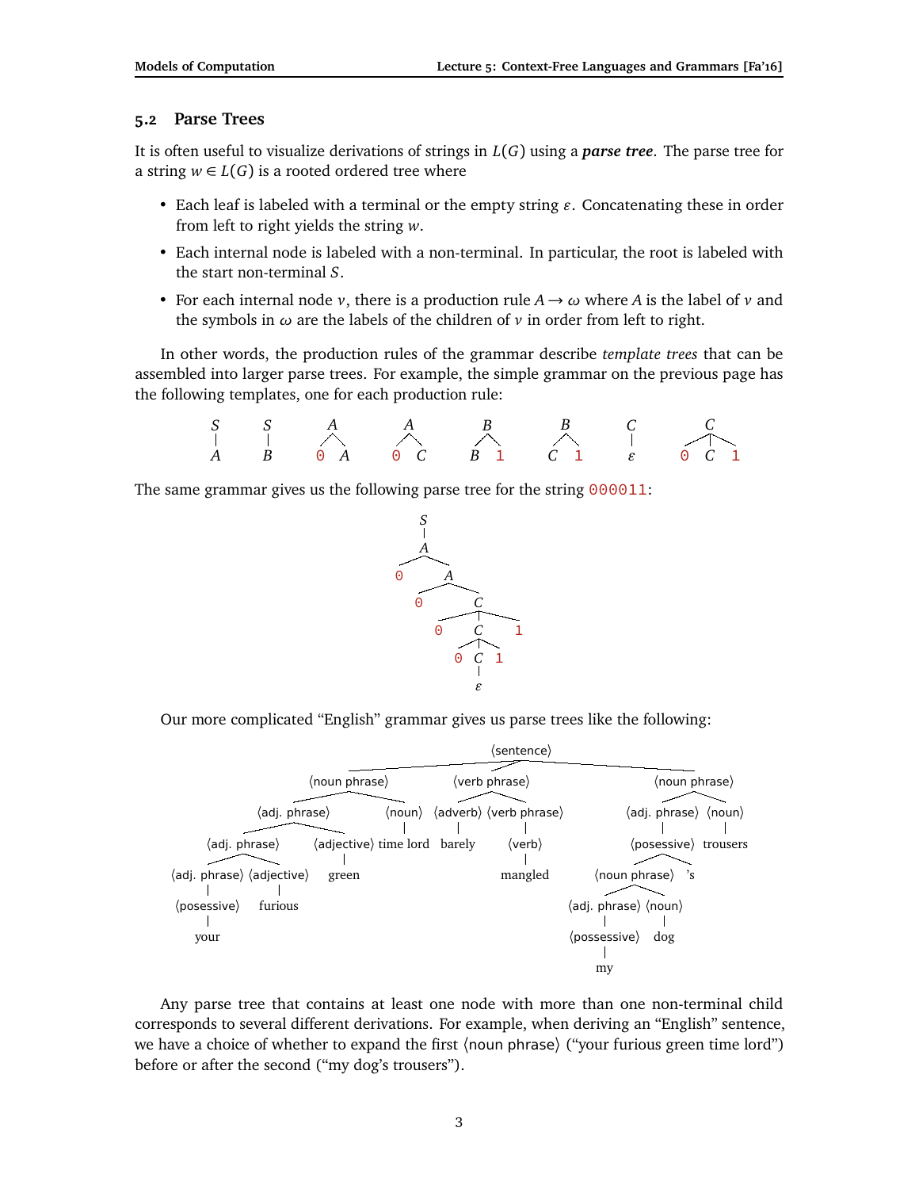## 5.2 Parse Trees

It is often useful to visualize derivations of strings in $L(G)$ using a ***parse tree***. The parse tree for a string $w \in L(G)$ is a rooted ordered tree where

- Each leaf is labeled with a terminal or the empty string $\varepsilon$. Concatenating these in order from left to right yields the string $w$.
- Each internal node is labeled with a non-terminal. In particular, the root is labeled with the start non-terminal $S$.
- For each internal node $v$, there is a production rule $A \to \omega$ where $A$ is the label of $v$ and the symbols in $\omega$ are the labels of the children of $v$ in order from left to right.

In other words, the production rules of the grammar describe *template trees* that can be assembled into larger parse trees. For example, the simple grammar on the previous page has the following templates, one for each production rule:

The same grammar gives us the following parse tree for the string `000011`:

Our more complicated "English" grammar gives us parse trees like the following:

Any parse tree that contains at least one node with more than one non-terminal child corresponds to several different derivations. For example, when deriving an "English" sentence, we have a choice of whether to expand the first ⟨noun phrase⟩ ("your furious green time lord") before or after the second ("my dog's trousers").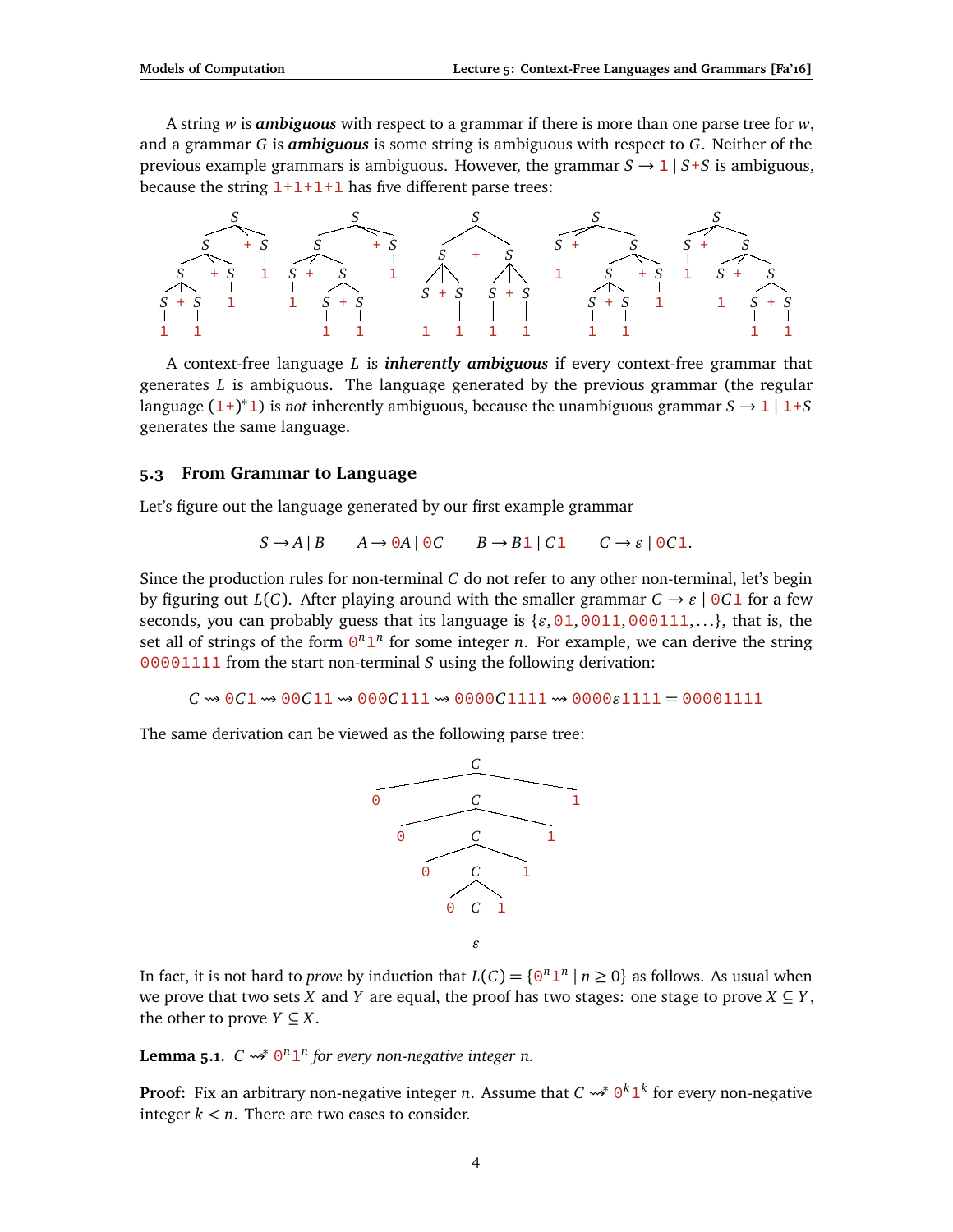A string $w$ is ***ambiguous*** with respect to a grammar if there is more than one parse tree for $w$, and a grammar $G$ is ***ambiguous*** is some string is ambiguous with respect to $G$. Neither of the previous example grammars is ambiguous. However, the grammar $S \to \mathtt{1} \mid S\mathtt{+}S$ is ambiguous, because the string `1+1+1+1` has five different parse trees:

A context-free language $L$ is ***inherently ambiguous*** if every context-free grammar that generates $L$ is ambiguous. The language generated by the previous grammar (the regular language $(\mathtt{1+})^*\mathtt{1}$) is *not* inherently ambiguous, because the unambiguous grammar $S \to \mathtt{1} \mid \mathtt{1+}S$ generates the same language.

## 5.3 From Grammar to Language

Let's figure out the language generated by our first example grammar

$$S \to A \mid B \qquad A \to \mathtt{0}A \mid \mathtt{0}C \qquad B \to B\mathtt{1} \mid C\mathtt{1} \qquad C \to \varepsilon \mid \mathtt{0}C\mathtt{1}.$$

Since the production rules for non-terminal $C$ do not refer to any other non-terminal, let's begin by figuring out $L(C)$. After playing around with the smaller grammar $C \to \varepsilon \mid \mathtt{0}C\mathtt{1}$ for a few seconds, you can probably guess that its language is $\{\varepsilon, \mathtt{01}, \mathtt{0011}, \mathtt{000111}, \ldots\}$, that is, the set all of strings of the form $\mathtt{0}^n\mathtt{1}^n$ for some integer $n$. For example, we can derive the string `00001111` from the start non-terminal $S$ using the following derivation:

$$C \rightsquigarrow \mathtt{0}C\mathtt{1} \rightsquigarrow \mathtt{00}C\mathtt{11} \rightsquigarrow \mathtt{000}C\mathtt{111} \rightsquigarrow \mathtt{0000}C\mathtt{1111} \rightsquigarrow \mathtt{0000}\varepsilon\mathtt{1111} = \mathtt{00001111}$$

The same derivation can be viewed as the following parse tree:

In fact, it is not hard to *prove* by induction that $L(C) = \{\mathtt{0}^n\mathtt{1}^n \mid n \geq 0\}$ as follows. As usual when we prove that two sets $X$ and $Y$ are equal, the proof has two stages: one stage to prove $X \subseteq Y$, the other to prove $Y \subseteq X$.

**Lemma 5.1.** *$C \rightsquigarrow^* \mathtt{0}^n\mathtt{1}^n$ for every non-negative integer $n$.*

**Proof:** Fix an arbitrary non-negative integer $n$. Assume that $C \rightsquigarrow^* \mathtt{0}^k\mathtt{1}^k$ for every non-negative integer $k < n$. There are two cases to consider.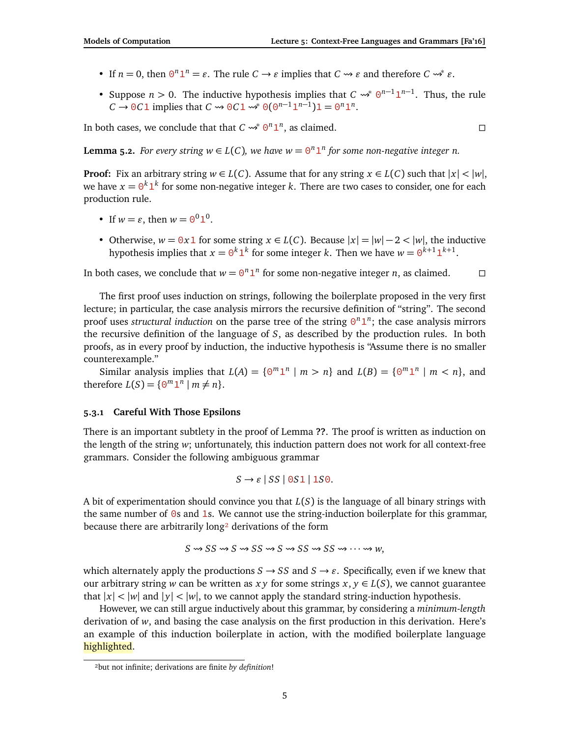- If $n = 0$, then $\texttt{0}^n\texttt{1}^n = \varepsilon$. The rule $C \to \varepsilon$ implies that $C \rightsquigarrow \varepsilon$ and therefore $C \rightsquigarrow^* \varepsilon$.
- Suppose $n > 0$. The inductive hypothesis implies that $C \rightsquigarrow^* \texttt{0}^{n-1}\texttt{1}^{n-1}$. Thus, the rule $C \to \texttt{0}C\texttt{1}$ implies that $C \rightsquigarrow \texttt{0}C\texttt{1} \rightsquigarrow^* \texttt{0}(\texttt{0}^{n-1}\texttt{1}^{n-1})\texttt{1} = \texttt{0}^n\texttt{1}^n$.

In both cases, we conclude that that $C \rightsquigarrow^* \texttt{0}^n\texttt{1}^n$, as claimed. □

**Lemma 5.2.** *For every string $w \in L(C)$, we have $w = \texttt{0}^n\texttt{1}^n$ for some non-negative integer $n$.*

**Proof:** Fix an arbitrary string $w \in L(C)$. Assume that for any string $x \in L(C)$ such that $|x| < |w|$, we have $x = \texttt{0}^k\texttt{1}^k$ for some non-negative integer $k$. There are two cases to consider, one for each production rule.

- If $w = \varepsilon$, then $w = \texttt{0}^0\texttt{1}^0$.
- Otherwise, $w = \texttt{0}x\texttt{1}$ for some string $x \in L(C)$. Because $|x| = |w| - 2 < |w|$, the inductive hypothesis implies that $x = \texttt{0}^k\texttt{1}^k$ for some integer $k$. Then we have $w = \texttt{0}^{k+1}\texttt{1}^{k+1}$.

In both cases, we conclude that $w = \texttt{0}^n\texttt{1}^n$ for some non-negative integer $n$, as claimed. □

The first proof uses induction on strings, following the boilerplate proposed in the very first lecture; in particular, the case analysis mirrors the recursive definition of "string". The second proof uses *structural induction* on the parse tree of the string $\texttt{0}^n\texttt{1}^n$; the case analysis mirrors the recursive definition of the language of $S$, as described by the production rules. In both proofs, as in every proof by induction, the inductive hypothesis is "Assume there is no smaller counterexample."

Similar analysis implies that $L(A) = \{\texttt{0}^m\texttt{1}^n \mid m > n\}$ and $L(B) = \{\texttt{0}^m\texttt{1}^n \mid m < n\}$, and therefore $L(S) = \{\texttt{0}^m\texttt{1}^n \mid m \neq n\}$.

### 5.3.1 Careful With Those Epsilons

There is an important subtlety in the proof of Lemma **??**. The proof is written as induction on the length of the string $w$; unfortunately, this induction pattern does not work for all context-free grammars. Consider the following ambiguous grammar

$$S \to \varepsilon \mid SS \mid \texttt{0}S\texttt{1} \mid \texttt{1}S\texttt{0}.$$

A bit of experimentation should convince you that $L(S)$ is the language of all binary strings with the same number of $\texttt{0}$s and $\texttt{1}$s. We cannot use the string-induction boilerplate for this grammar, because there are arbitrarily long[2] derivations of the form

$$S \rightsquigarrow SS \rightsquigarrow S \rightsquigarrow SS \rightsquigarrow S \rightsquigarrow SS \rightsquigarrow SS \rightsquigarrow \cdots \rightsquigarrow w,$$

which alternately apply the productions $S \to SS$ and $S \to \varepsilon$. Specifically, even if we knew that our arbitrary string $w$ can be written as $xy$ for some strings $x, y \in L(S)$, we cannot guarantee that $|x| < |w|$ and $|y| < |w|$, to we cannot apply the standard string-induction hypothesis.

However, we can still argue inductively about this grammar, by considering a *minimum-length* derivation of $w$, and basing the case analysis on the first production in this derivation. Here's an example of this induction boilerplate in action, with the modified boilerplate language highlighted.

[2] but not infinite; derivations are finite *by definition*!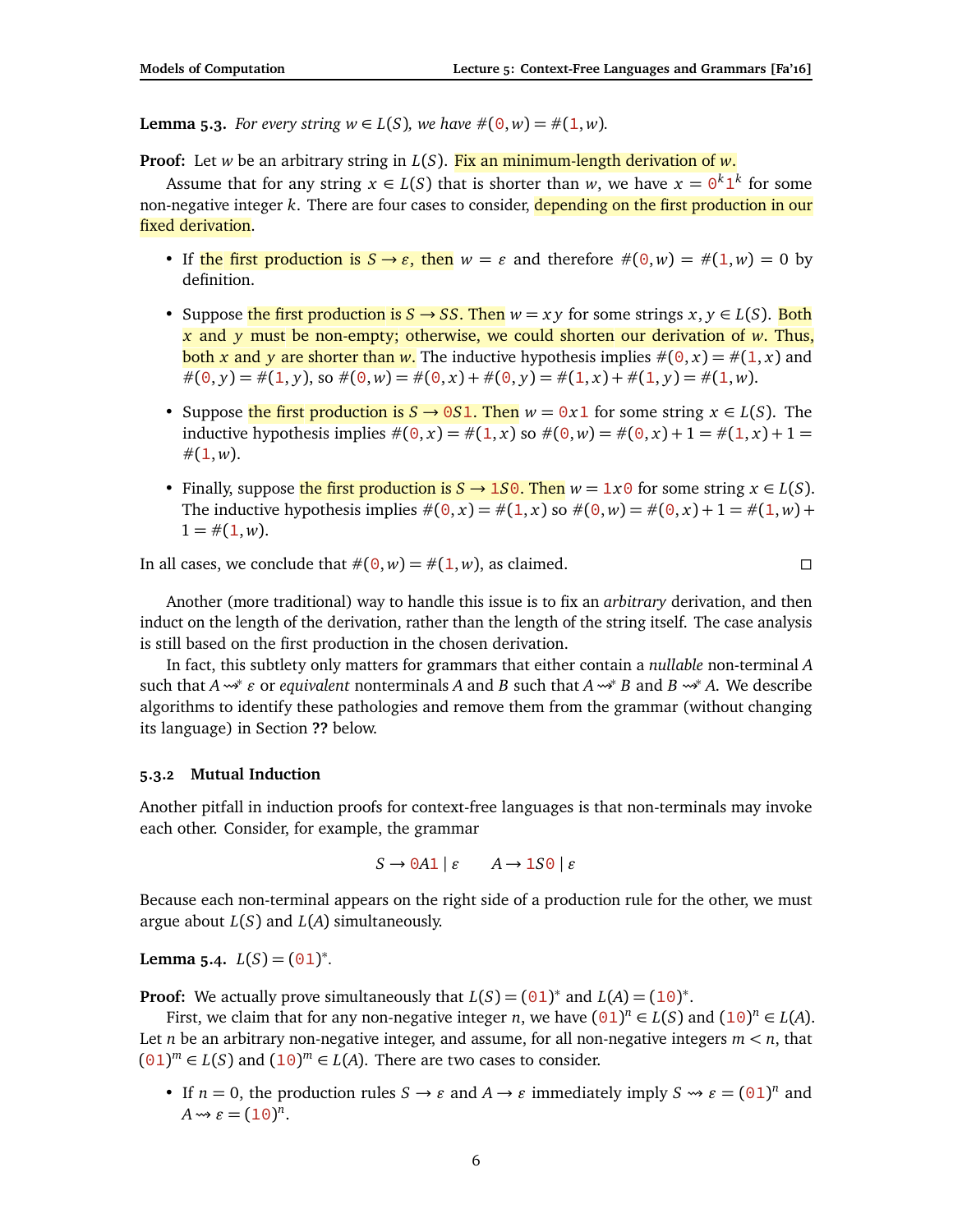**Lemma 5.3.** *For every string $w \in L(S)$, we have $\#(0, w) = \#(1, w)$.*

**Proof:** Let $w$ be an arbitrary string in $L(S)$. Fix an minimum-length derivation of $w$.

Assume that for any string $x \in L(S)$ that is shorter than $w$, we have $x = 0^k 1^k$ for some non-negative integer $k$. There are four cases to consider, depending on the first production in our fixed derivation.

- If the first production is $S \to \varepsilon$, then $w = \varepsilon$ and therefore $\#(0, w) = \#(1, w) = 0$ by definition.
- Suppose the first production is $S \to SS$. Then $w = xy$ for some strings $x, y \in L(S)$. Both $x$ and $y$ must be non-empty; otherwise, we could shorten our derivation of $w$. Thus, both $x$ and $y$ are shorter than $w$. The inductive hypothesis implies $\#(0, x) = \#(1, x)$ and $\#(0, y) = \#(1, y)$, so $\#(0, w) = \#(0, x) + \#(0, y) = \#(1, x) + \#(1, y) = \#(1, w)$.
- Suppose the first production is $S \to 0S1$. Then $w = 0x1$ for some string $x \in L(S)$. The inductive hypothesis implies $\#(0, x) = \#(1, x)$ so $\#(0, w) = \#(0, x) + 1 = \#(1, x) + 1 = \#(1, w)$.
- Finally, suppose the first production is $S \to 1S0$. Then $w = 1x0$ for some string $x \in L(S)$. The inductive hypothesis implies $\#(0, x) = \#(1, x)$ so $\#(0, w) = \#(0, x) + 1 = \#(1, w) + 1 = \#(1, w)$.

In all cases, we conclude that $\#(0, w) = \#(1, w)$, as claimed. □

Another (more traditional) way to handle this issue is to fix an *arbitrary* derivation, and then induct on the length of the derivation, rather than the length of the string itself. The case analysis is still based on the first production in the chosen derivation.

In fact, this subtlety only matters for grammars that either contain a *nullable* non-terminal $A$ such that $A \leadsto^* \varepsilon$ or *equivalent* nonterminals $A$ and $B$ such that $A \leadsto^* B$ and $B \leadsto^* A$. We describe algorithms to identify these pathologies and remove them from the grammar (without changing its language) in Section **??** below.

### 5.3.2 Mutual Induction

Another pitfall in induction proofs for context-free languages is that non-terminals may invoke each other. Consider, for example, the grammar

$$S \to 0A1 \mid \varepsilon \qquad A \to 1S0 \mid \varepsilon$$

Because each non-terminal appears on the right side of a production rule for the other, we must argue about $L(S)$ and $L(A)$ simultaneously.

**Lemma 5.4.** $L(S) = (01)^*$.

**Proof:** We actually prove simultaneously that $L(S) = (01)^*$ and $L(A) = (10)^*$.

First, we claim that for any non-negative integer $n$, we have $(01)^n \in L(S)$ and $(10)^n \in L(A)$. Let $n$ be an arbitrary non-negative integer, and assume, for all non-negative integers $m < n$, that $(01)^m \in L(S)$ and $(10)^m \in L(A)$. There are two cases to consider.

- If $n = 0$, the production rules $S \to \varepsilon$ and $A \to \varepsilon$ immediately imply $S \leadsto \varepsilon = (01)^n$ and $A \leadsto \varepsilon = (10)^n$.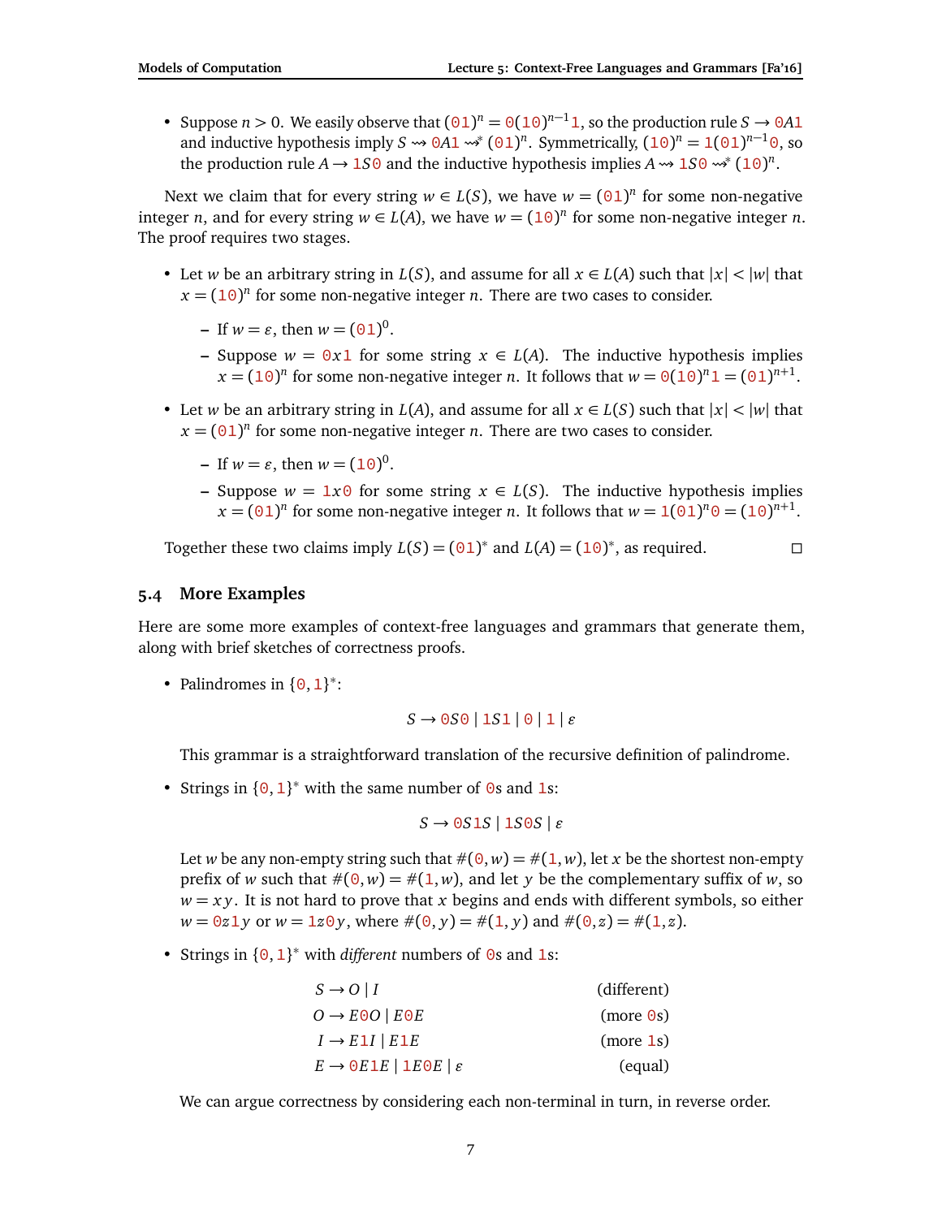- Suppose $n > 0$. We easily observe that $(\texttt{01})^n = \texttt{0}(\texttt{10})^{n-1}\texttt{1}$, so the production rule $S \to \texttt{0}A\texttt{1}$ and inductive hypothesis imply $S \rightsquigarrow \texttt{0}A\texttt{1} \rightsquigarrow^* (\texttt{01})^n$. Symmetrically, $(\texttt{10})^n = \texttt{1}(\texttt{01})^{n-1}\texttt{0}$, so the production rule $A \to \texttt{1}S\texttt{0}$ and the inductive hypothesis implies $A \rightsquigarrow \texttt{1}S\texttt{0} \rightsquigarrow^* (\texttt{10})^n$.

Next we claim that for every string $w \in L(S)$, we have $w = (\texttt{01})^n$ for some non-negative integer $n$, and for every string $w \in L(A)$, we have $w = (\texttt{10})^n$ for some non-negative integer $n$. The proof requires two stages.

- Let $w$ be an arbitrary string in $L(S)$, and assume for all $x \in L(A)$ such that $|x| < |w|$ that $x = (\texttt{10})^n$ for some non-negative integer $n$. There are two cases to consider.
  - If $w = \varepsilon$, then $w = (\texttt{01})^0$.
  - Suppose $w = \texttt{0}x\texttt{1}$ for some string $x \in L(A)$. The inductive hypothesis implies $x = (\texttt{10})^n$ for some non-negative integer $n$. It follows that $w = \texttt{0}(\texttt{10})^n\texttt{1} = (\texttt{01})^{n+1}$.
- Let $w$ be an arbitrary string in $L(A)$, and assume for all $x \in L(S)$ such that $|x| < |w|$ that $x = (\texttt{01})^n$ for some non-negative integer $n$. There are two cases to consider.
  - If $w = \varepsilon$, then $w = (\texttt{10})^0$.
  - Suppose $w = \texttt{1}x\texttt{0}$ for some string $x \in L(S)$. The inductive hypothesis implies $x = (\texttt{01})^n$ for some non-negative integer $n$. It follows that $w = \texttt{1}(\texttt{01})^n\texttt{0} = (\texttt{10})^{n+1}$.

Together these two claims imply $L(S) = (\texttt{01})^*$ and $L(A) = (\texttt{10})^*$, as required. □

## 5.4 More Examples

Here are some more examples of context-free languages and grammars that generate them, along with brief sketches of correctness proofs.

- Palindromes in $\{\texttt{0}, \texttt{1}\}^*$:

$$S \to \texttt{0}S\texttt{0} \mid \texttt{1}S\texttt{1} \mid \texttt{0} \mid \texttt{1} \mid \varepsilon$$

  This grammar is a straightforward translation of the recursive definition of palindrome.

- Strings in $\{\texttt{0}, \texttt{1}\}^*$ with the same number of $\texttt{0}$s and $\texttt{1}$s:

$$S \to \texttt{0}S\texttt{1}S \mid \texttt{1}S\texttt{0}S \mid \varepsilon$$

  Let $w$ be any non-empty string such that $\#(\texttt{0}, w) = \#(\texttt{1}, w)$, let $x$ be the shortest non-empty prefix of $w$ such that $\#(\texttt{0}, w) = \#(\texttt{1}, w)$, and let $y$ be the complementary suffix of $w$, so $w = xy$. It is not hard to prove that $x$ begins and ends with different symbols, so either $w = \texttt{0}z\texttt{1}y$ or $w = \texttt{1}z\texttt{0}y$, where $\#(\texttt{0}, y) = \#(\texttt{1}, y)$ and $\#(\texttt{0}, z) = \#(\texttt{1}, z)$.

- Strings in $\{\texttt{0}, \texttt{1}\}^*$ with *different* numbers of $\texttt{0}$s and $\texttt{1}$s:

$$
\begin{aligned}
S &\to O \mid I && \text{(different)} \\
O &\to E\texttt{0}O \mid E\texttt{0}E && \text{(more } \texttt{0}\text{s)} \\
I &\to E\texttt{1}I \mid E\texttt{1}E && \text{(more } \texttt{1}\text{s)} \\
E &\to \texttt{0}E\texttt{1}E \mid \texttt{1}E\texttt{0}E \mid \varepsilon && \text{(equal)}
\end{aligned}
$$

  We can argue correctness by considering each non-terminal in turn, in reverse order.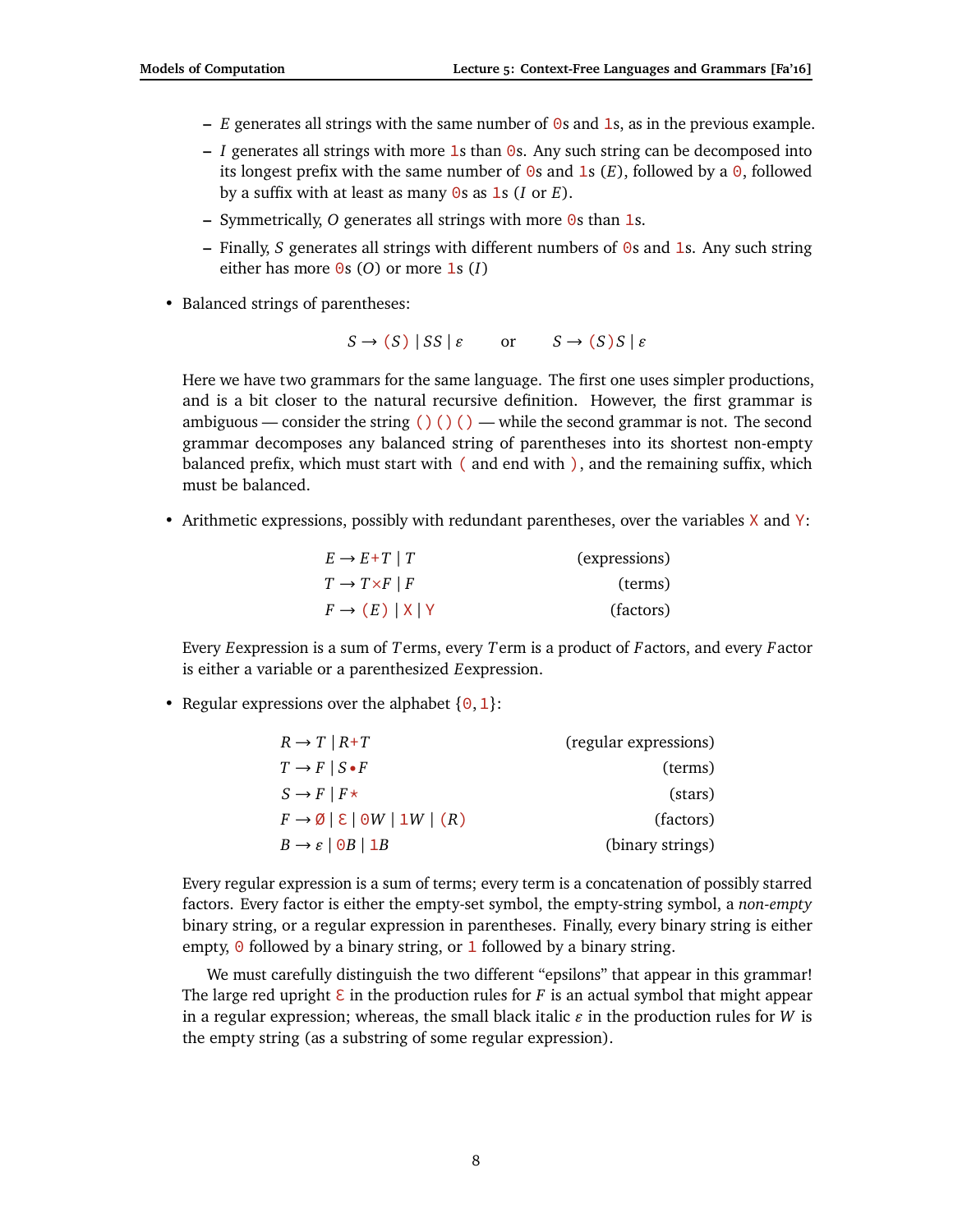- $E$ generates all strings with the same number of `0`s and `1`s, as in the previous example.
  - $I$ generates all strings with more `1`s than `0`s. Any such string can be decomposed into its longest prefix with the same number of `0`s and `1`s ($E$), followed by a `0`, followed by a suffix with at least as many `0`s as `1`s ($I$ or $E$).
  - Symmetrically, $O$ generates all strings with more `0`s than `1`s.
  - Finally, $S$ generates all strings with different numbers of `0`s and `1`s. Any such string either has more `0`s ($O$) or more `1`s ($I$)

- Balanced strings of parentheses:

$$S \to (S) \mid SS \mid \varepsilon \qquad \text{or} \qquad S \to (S)S \mid \varepsilon$$

  Here we have two grammars for the same language. The first one uses simpler productions, and is a bit closer to the natural recursive definition. However, the first grammar is ambiguous — consider the string `()()()` — while the second grammar is not. The second grammar decomposes any balanced string of parentheses into its shortest non-empty balanced prefix, which must start with `(` and end with `)`, and the remaining suffix, which must be balanced.

- Arithmetic expressions, possibly with redundant parentheses, over the variables `X` and `Y`:

$$
\begin{aligned}
E &\to E{+}T \mid T && \text{(expressions)}\\
T &\to T{\times}F \mid F && \text{(terms)}\\
F &\to (E) \mid \mathtt{X} \mid \mathtt{Y} && \text{(factors)}
\end{aligned}
$$

  Every $E$expression is a sum of $T$erms, every $T$erm is a product of $F$actors, and every $F$actor is either a variable or a parenthesized $E$expression.

- Regular expressions over the alphabet $\{\mathtt{0}, \mathtt{1}\}$:

$$
\begin{aligned}
R &\to T \mid R{+}T && \text{(regular expressions)}\\
T &\to F \mid S{\bullet}F && \text{(terms)}\\
S &\to F \mid F{\star} && \text{(stars)}\\
F &\to \emptyset \mid \mathrm{E} \mid \mathtt{0}W \mid \mathtt{1}W \mid (R) && \text{(factors)}\\
B &\to \varepsilon \mid \mathtt{0}B \mid \mathtt{1}B && \text{(binary strings)}
\end{aligned}
$$

  Every regular expression is a sum of terms; every term is a concatenation of possibly starred factors. Every factor is either the empty-set symbol, the empty-string symbol, a *non-empty* binary string, or a regular expression in parentheses. Finally, every binary string is either empty, `0` followed by a binary string, or `1` followed by a binary string.

  We must carefully distinguish the two different "epsilons" that appear in this grammar! The large red upright $\mathrm{E}$ in the production rules for $F$ is an actual symbol that might appear in a regular expression; whereas, the small black italic $\varepsilon$ in the production rules for $W$ is the empty string (as a substring of some regular expression).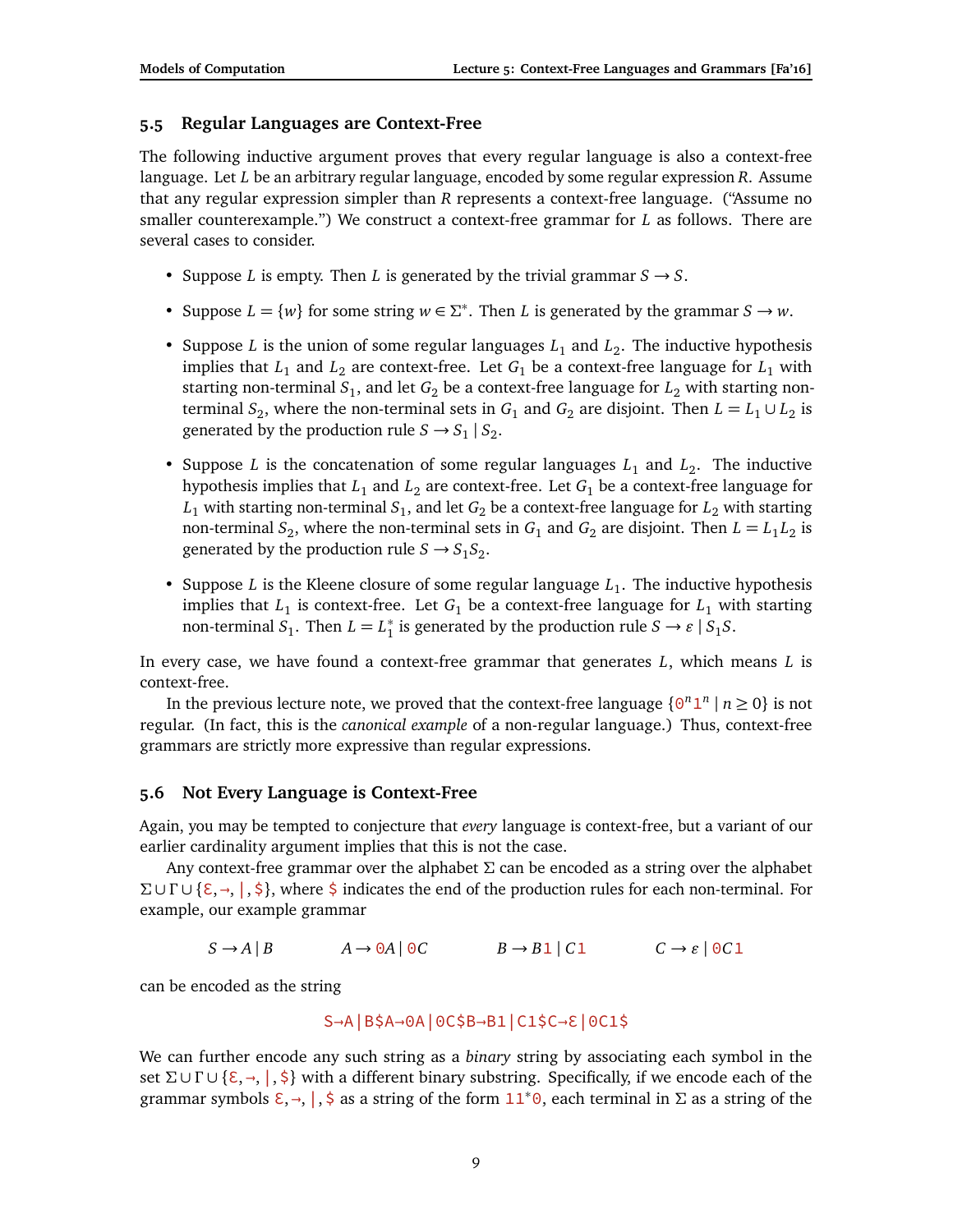## 5.5 Regular Languages are Context-Free

The following inductive argument proves that every regular language is also a context-free language. Let $L$ be an arbitrary regular language, encoded by some regular expression $R$. Assume that any regular expression simpler than $R$ represents a context-free language. ("Assume no smaller counterexample.") We construct a context-free grammar for $L$ as follows. There are several cases to consider.

- Suppose $L$ is empty. Then $L$ is generated by the trivial grammar $S \to S$.
- Suppose $L = \{w\}$ for some string $w \in \Sigma^*$. Then $L$ is generated by the grammar $S \to w$.
- Suppose $L$ is the union of some regular languages $L_1$ and $L_2$. The inductive hypothesis implies that $L_1$ and $L_2$ are context-free. Let $G_1$ be a context-free language for $L_1$ with starting non-terminal $S_1$, and let $G_2$ be a context-free language for $L_2$ with starting non-terminal $S_2$, where the non-terminal sets in $G_1$ and $G_2$ are disjoint. Then $L = L_1 \cup L_2$ is generated by the production rule $S \to S_1 \mid S_2$.
- Suppose $L$ is the concatenation of some regular languages $L_1$ and $L_2$. The inductive hypothesis implies that $L_1$ and $L_2$ are context-free. Let $G_1$ be a context-free language for $L_1$ with starting non-terminal $S_1$, and let $G_2$ be a context-free language for $L_2$ with starting non-terminal $S_2$, where the non-terminal sets in $G_1$ and $G_2$ are disjoint. Then $L = L_1 L_2$ is generated by the production rule $S \to S_1 S_2$.
- Suppose $L$ is the Kleene closure of some regular language $L_1$. The inductive hypothesis implies that $L_1$ is context-free. Let $G_1$ be a context-free language for $L_1$ with starting non-terminal $S_1$. Then $L = L_1^*$ is generated by the production rule $S \to \varepsilon \mid S_1 S$.

In every case, we have found a context-free grammar that generates $L$, which means $L$ is context-free.

In the previous lecture note, we proved that the context-free language $\{\texttt{0}^n\texttt{1}^n \mid n \geq 0\}$ is not regular. (In fact, this is the *canonical example* of a non-regular language.) Thus, context-free grammars are strictly more expressive than regular expressions.

## 5.6 Not Every Language is Context-Free

Again, you may be tempted to conjecture that *every* language is context-free, but a variant of our earlier cardinality argument implies that this is not the case.

Any context-free grammar over the alphabet $\Sigma$ can be encoded as a string over the alphabet $\Sigma \cup \Gamma \cup \{\varepsilon, \to, \mid, \$\}$, where $\$$ indicates the end of the production rules for each non-terminal. For example, our example grammar

$$S \to A \mid B \qquad A \to \texttt{0}A \mid \texttt{0}C \qquad B \to B\texttt{1} \mid C\texttt{1} \qquad C \to \varepsilon \mid \texttt{0}C\texttt{1}$$

can be encoded as the string

```
S→A|B$A→0A|0C$B→B1|C1$C→ε|0C1$
```

We can further encode any such string as a *binary* string by associating each symbol in the set $\Sigma \cup \Gamma \cup \{\varepsilon, \to, \mid, \$\}$ with a different binary substring. Specifically, if we encode each of the grammar symbols $\varepsilon, \to, \mid, \$$ as a string of the form $\texttt{11}^*\texttt{0}$, each terminal in $\Sigma$ as a string of the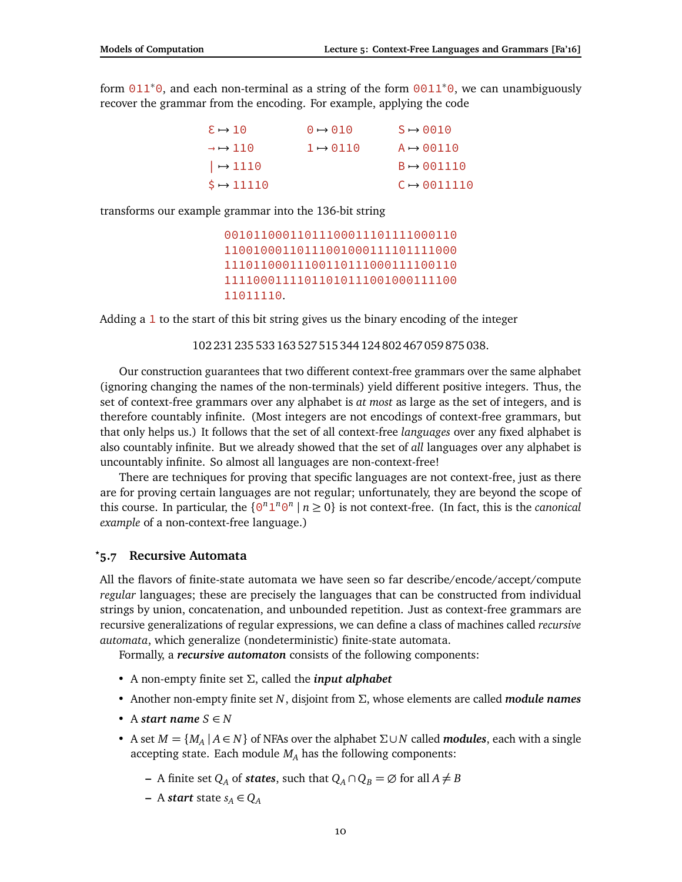form $011^*0$, and each non-terminal as a string of the form $0011^*0$, we can unambiguously recover the grammar from the encoding. For example, applying the code

| | | |
|---|---|---|
| ε ↦ 10 | 0 ↦ 010 | S ↦ 0010 |
| → ↦ 110 | 1 ↦ 0110 | A ↦ 00110 |
| \| ↦ 1110 | | B ↦ 001110 |
| $ ↦ 11110 | | C ↦ 0011110 |

transforms our example grammar into the 136-bit string

```
0010110001101110001110111100011 0
1100100011011100100011110111100 0
1110110001110011011100011110011 0
1111000111101101011100100011110 0
11011110.
```

Adding a 1 to the start of this bit string gives us the binary encoding of the integer

$$102\,231\,235\,533\,163\,527\,515\,344\,124\,802\,467\,059\,875\,038.$$

Our construction guarantees that two different context-free grammars over the same alphabet (ignoring changing the names of the non-terminals) yield different positive integers. Thus, the set of context-free grammars over any alphabet is *at most* as large as the set of integers, and is therefore countably infinite. (Most integers are not encodings of context-free grammars, but that only helps us.) It follows that the set of all context-free *languages* over any fixed alphabet is also countably infinite. But we already showed that the set of *all* languages over any alphabet is uncountably infinite. So almost all languages are non-context-free!

There are techniques for proving that specific languages are not context-free, just as there are for proving certain languages are not regular; unfortunately, they are beyond the scope of this course. In particular, the $\{0^n 1^n 0^n \mid n \geq 0\}$ is not context-free. (In fact, this is the *canonical example* of a non-context-free language.)

## *5.7 Recursive Automata

All the flavors of finite-state automata we have seen so far describe/encode/accept/compute *regular* languages; these are precisely the languages that can be constructed from individual strings by union, concatenation, and unbounded repetition. Just as context-free grammars are recursive generalizations of regular expressions, we can define a class of machines called *recursive automata*, which generalize (nondeterministic) finite-state automata.

Formally, a ***recursive automaton*** consists of the following components:

- A non-empty finite set $\Sigma$, called the ***input alphabet***
- Another non-empty finite set $N$, disjoint from $\Sigma$, whose elements are called ***module names***
- A ***start name*** $S \in N$
- A set $M = \{M_A \mid A \in N\}$ of NFAs over the alphabet $\Sigma \cup N$ called ***modules***, each with a single accepting state. Each module $M_A$ has the following components:
  - A finite set $Q_A$ of ***states***, such that $Q_A \cap Q_B = \varnothing$ for all $A \neq B$
  - A ***start*** state $s_A \in Q_A$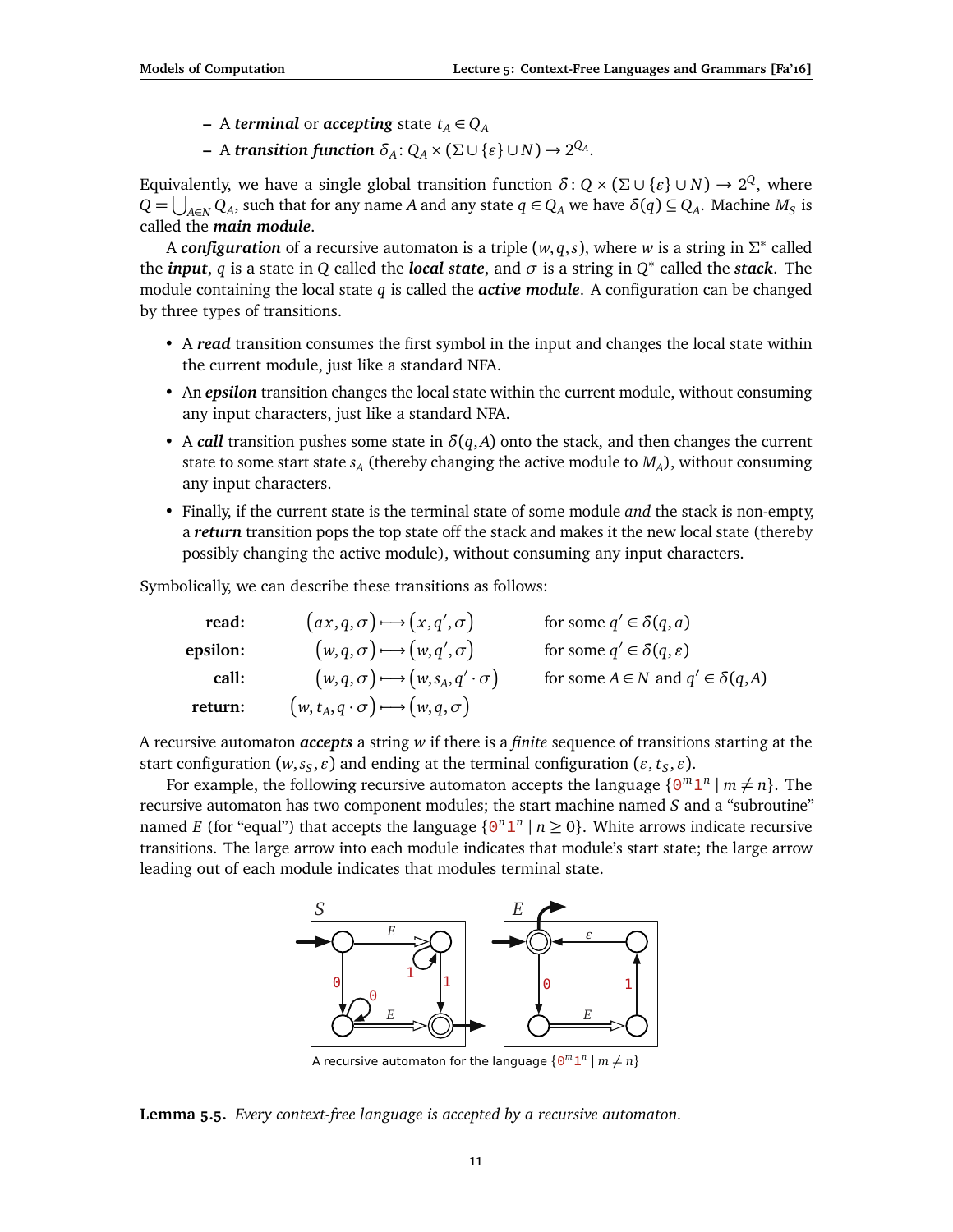- A ***terminal*** or ***accepting*** state $t_A \in Q_A$
- A ***transition function*** $\delta_A \colon Q_A \times (\Sigma \cup \{\varepsilon\} \cup N) \to 2^{Q_A}$.

Equivalently, we have a single global transition function $\delta \colon Q \times (\Sigma \cup \{\varepsilon\} \cup N) \to 2^Q$, where $Q = \bigcup_{A \in N} Q_A$, such that for any name $A$ and any state $q \in Q_A$ we have $\delta(q) \subseteq Q_A$. Machine $M_S$ is called the ***main module***.

A ***configuration*** of a recursive automaton is a triple $(w, q, s)$, where $w$ is a string in $\Sigma^*$ called the ***input***, $q$ is a state in $Q$ called the ***local state***, and $\sigma$ is a string in $Q^*$ called the ***stack***. The module containing the local state $q$ is called the ***active module***. A configuration can be changed by three types of transitions.

- A ***read*** transition consumes the first symbol in the input and changes the local state within the current module, just like a standard NFA.
- An ***epsilon*** transition changes the local state within the current module, without consuming any input characters, just like a standard NFA.
- A ***call*** transition pushes some state in $\delta(q, A)$ onto the stack, and then changes the current state to some start state $s_A$ (thereby changing the active module to $M_A$), without consuming any input characters.
- Finally, if the current state is the terminal state of some module *and* the stack is non-empty, a ***return*** transition pops the top state off the stack and makes it the new local state (thereby possibly changing the active module), without consuming any input characters.

Symbolically, we can describe these transitions as follows:

| | | |
|---|---|---|
| **read:** | $(ax, q, \sigma) \longmapsto (x, q', \sigma)$ | for some $q' \in \delta(q, a)$ |
| **epsilon:** | $(w, q, \sigma) \longmapsto (w, q', \sigma)$ | for some $q' \in \delta(q, \varepsilon)$ |
| **call:** | $(w, q, \sigma) \longmapsto (w, s_A, q' \cdot \sigma)$ | for some $A \in N$ and $q' \in \delta(q, A)$ |
| **return:** | $(w, t_A, q \cdot \sigma) \longmapsto (w, q, \sigma)$ | |

A recursive automaton ***accepts*** a string $w$ if there is a *finite* sequence of transitions starting at the start configuration $(w, s_S, \varepsilon)$ and ending at the terminal configuration $(\varepsilon, t_S, \varepsilon)$.

For example, the following recursive automaton accepts the language $\{0^m 1^n \mid m \neq n\}$. The recursive automaton has two component modules; the start machine named $S$ and a "subroutine" named $E$ (for "equal") that accepts the language $\{0^n 1^n \mid n \geq 0\}$. White arrows indicate recursive transitions. The large arrow into each module indicates that module's start state; the large arrow leading out of each module indicates that modules terminal state.

A recursive automaton for the language $\{0^m 1^n \mid m \neq n\}$

**Lemma 5.5.** *Every context-free language is accepted by a recursive automaton.*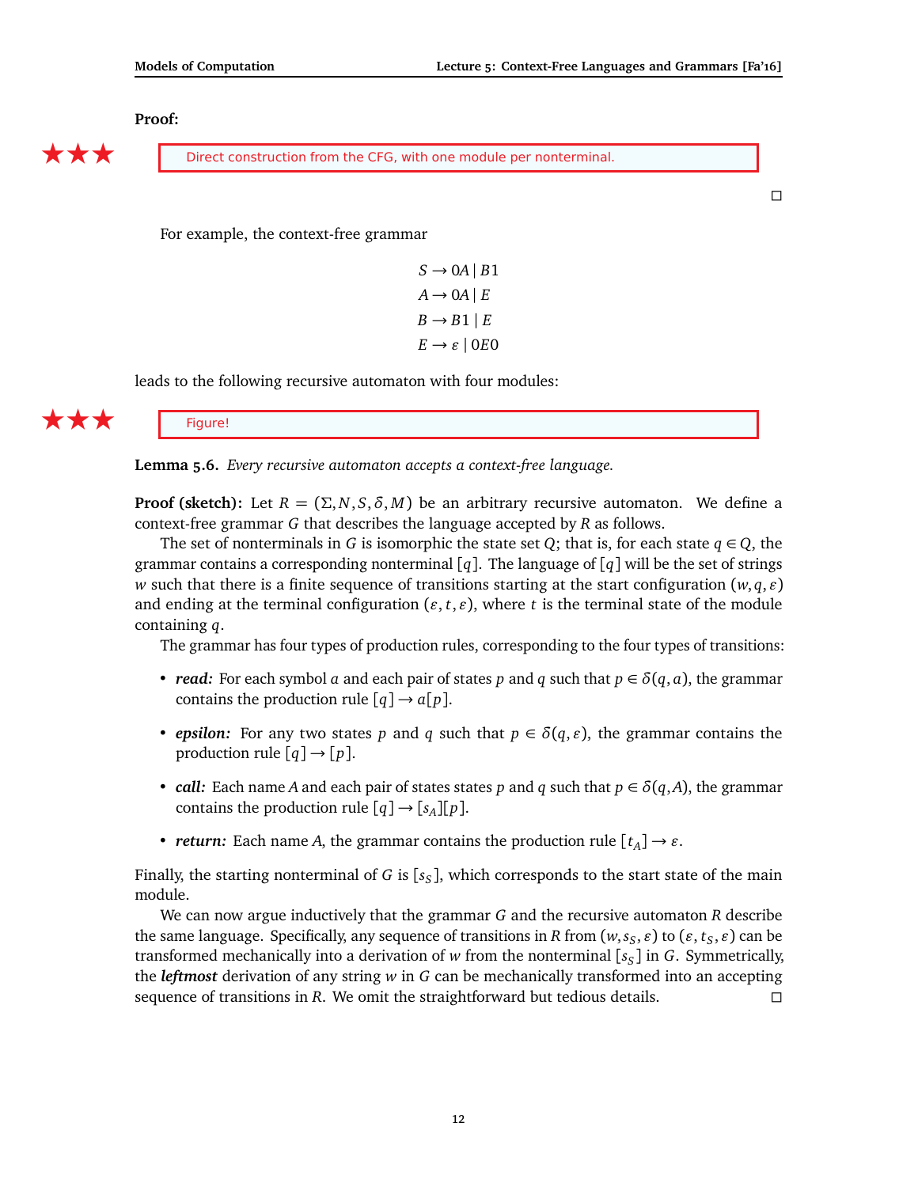**Proof:**

★★★ Direct construction from the CFG, with one module per nonterminal.

□

For example, the context-free grammar

$$
\begin{aligned}
S &\to 0A \mid B1 \\
A &\to 0A \mid E \\
B &\to B1 \mid E \\
E &\to \varepsilon \mid 0E0
\end{aligned}
$$

leads to the following recursive automaton with four modules:

★★★ Figure!

**Lemma 5.6.** *Every recursive automaton accepts a context-free language.*

**Proof (sketch):** Let $R = (\Sigma, N, S, \delta, M)$ be an arbitrary recursive automaton. We define a context-free grammar $G$ that describes the language accepted by $R$ as follows.

The set of nonterminals in $G$ is isomorphic the state set $Q$; that is, for each state $q \in Q$, the grammar contains a corresponding nonterminal $[q]$. The language of $[q]$ will be the set of strings $w$ such that there is a finite sequence of transitions starting at the start configuration $(w, q, \varepsilon)$ and ending at the terminal configuration $(\varepsilon, t, \varepsilon)$, where $t$ is the terminal state of the module containing $q$.

The grammar has four types of production rules, corresponding to the four types of transitions:

- ***read:*** For each symbol $a$ and each pair of states $p$ and $q$ such that $p \in \delta(q, a)$, the grammar contains the production rule $[q] \to a[p]$.
- ***epsilon:*** For any two states $p$ and $q$ such that $p \in \delta(q, \varepsilon)$, the grammar contains the production rule $[q] \to [p]$.
- ***call:*** Each name $A$ and each pair of states states $p$ and $q$ such that $p \in \delta(q, A)$, the grammar contains the production rule $[q] \to [s_A][p]$.
- ***return:*** Each name $A$, the grammar contains the production rule $[t_A] \to \varepsilon$.

Finally, the starting nonterminal of $G$ is $[s_S]$, which corresponds to the start state of the main module.

We can now argue inductively that the grammar $G$ and the recursive automaton $R$ describe the same language. Specifically, any sequence of transitions in $R$ from $(w, s_S, \varepsilon)$ to $(\varepsilon, t_S, \varepsilon)$ can be transformed mechanically into a derivation of $w$ from the nonterminal $[s_S]$ in $G$. Symmetrically, the ***leftmost*** derivation of any string $w$ in $G$ can be mechanically transformed into an accepting sequence of transitions in $R$. We omit the straightforward but tedious details. □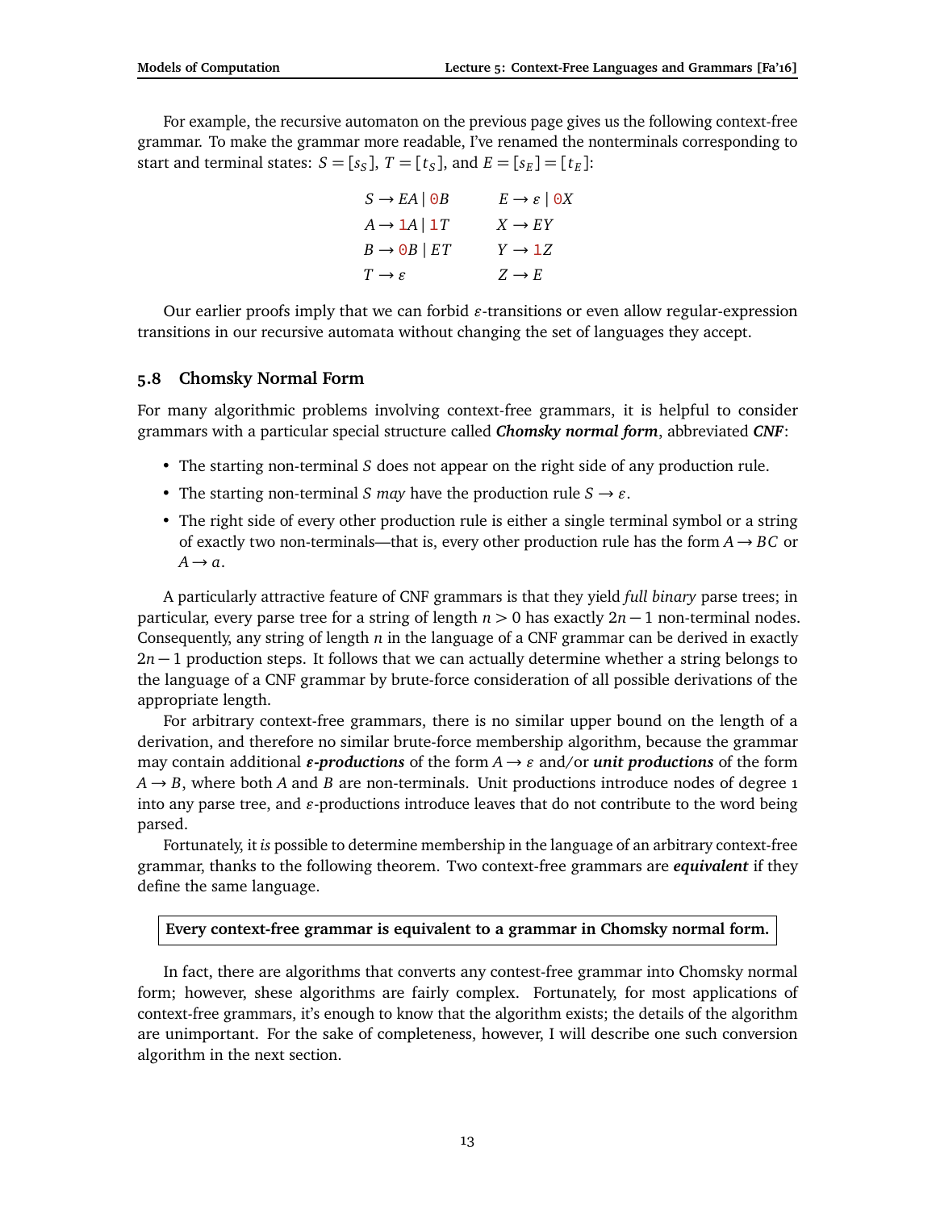For example, the recursive automaton on the previous page gives us the following context-free grammar. To make the grammar more readable, I've renamed the nonterminals corresponding to start and terminal states: $S = [s_S]$, $T = [t_S]$, and $E = [s_E] = [t_E]$:

$$
\begin{array}{ll}
S \to EA \mid 0B & \quad E \to \varepsilon \mid 0X \\
A \to 1A \mid 1T & \quad X \to EY \\
B \to 0B \mid ET & \quad Y \to 1Z \\
T \to \varepsilon & \quad Z \to E
\end{array}
$$

Our earlier proofs imply that we can forbid $\varepsilon$-transitions or even allow regular-expression transitions in our recursive automata without changing the set of languages they accept.

### 5.8 Chomsky Normal Form

For many algorithmic problems involving context-free grammars, it is helpful to consider grammars with a particular special structure called ***Chomsky normal form***, abbreviated ***CNF***:

- The starting non-terminal $S$ does not appear on the right side of any production rule.
- The starting non-terminal $S$ *may* have the production rule $S \to \varepsilon$.
- The right side of every other production rule is either a single terminal symbol or a string of exactly two non-terminals—that is, every other production rule has the form $A \to BC$ or $A \to a$.

A particularly attractive feature of CNF grammars is that they yield *full binary* parse trees; in particular, every parse tree for a string of length $n > 0$ has exactly $2n - 1$ non-terminal nodes. Consequently, any string of length $n$ in the language of a CNF grammar can be derived in exactly $2n - 1$ production steps. It follows that we can actually determine whether a string belongs to the language of a CNF grammar by brute-force consideration of all possible derivations of the appropriate length.

For arbitrary context-free grammars, there is no similar upper bound on the length of a derivation, and therefore no similar brute-force membership algorithm, because the grammar may contain additional ***$\varepsilon$-productions*** of the form $A \to \varepsilon$ and/or ***unit productions*** of the form $A \to B$, where both $A$ and $B$ are non-terminals. Unit productions introduce nodes of degree 1 into any parse tree, and $\varepsilon$-productions introduce leaves that do not contribute to the word being parsed.

Fortunately, it *is* possible to determine membership in the language of an arbitrary context-free grammar, thanks to the following theorem. Two context-free grammars are ***equivalent*** if they define the same language.

**Every context-free grammar is equivalent to a grammar in Chomsky normal form.**

In fact, there are algorithms that converts any contest-free grammar into Chomsky normal form; however, shese algorithms are fairly complex. Fortunately, for most applications of context-free grammars, it's enough to know that the algorithm exists; the details of the algorithm are unimportant. For the sake of completeness, however, I will describe one such conversion algorithm in the next section.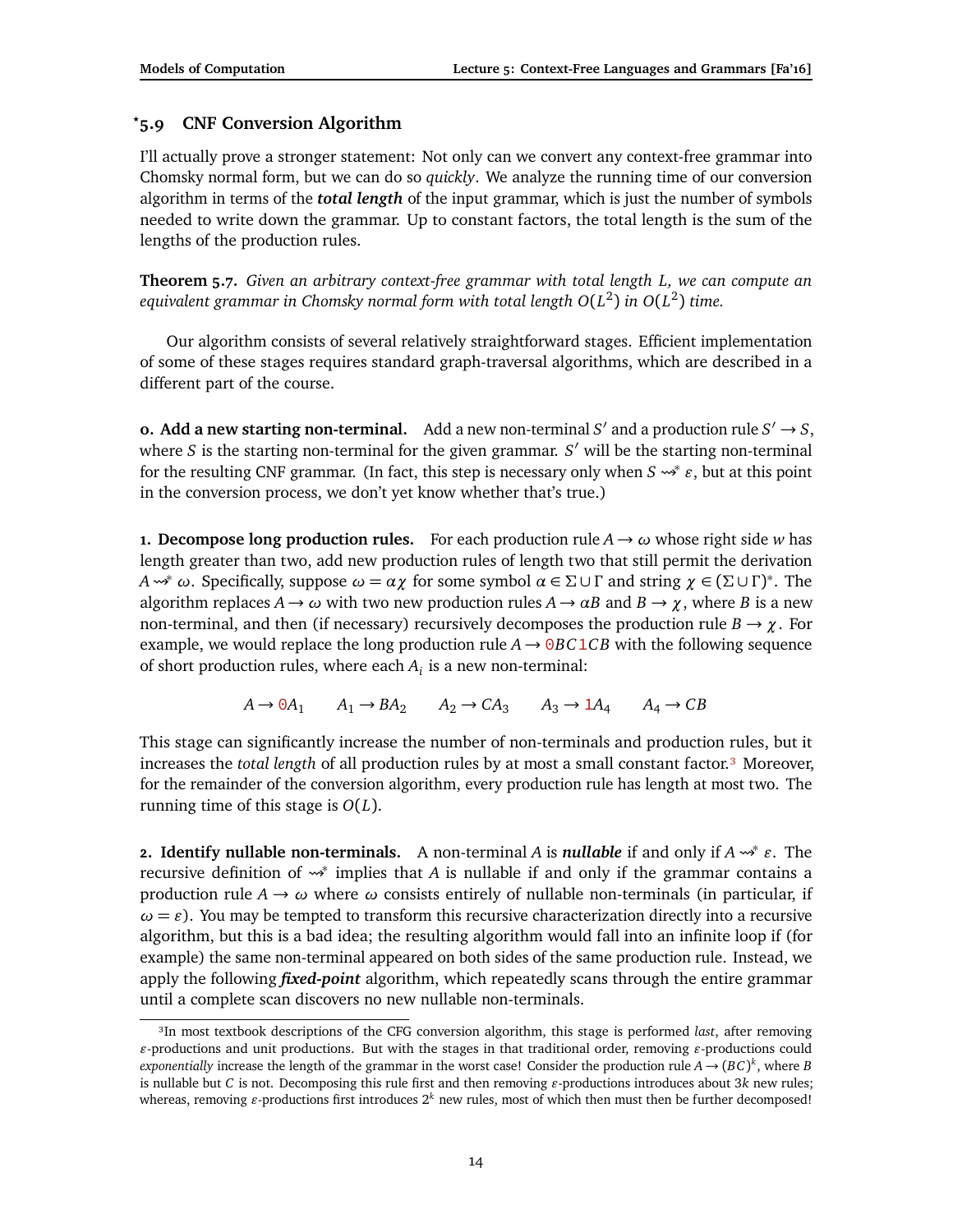## *5.9 CNF Conversion Algorithm

I'll actually prove a stronger statement: Not only can we convert any context-free grammar into Chomsky normal form, but we can do so *quickly*. We analyze the running time of our conversion algorithm in terms of the ***total length*** of the input grammar, which is just the number of symbols needed to write down the grammar. Up to constant factors, the total length is the sum of the lengths of the production rules.

**Theorem 5.7.** *Given an arbitrary context-free grammar with total length L, we can compute an equivalent grammar in Chomsky normal form with total length $O(L^2)$ in $O(L^2)$ time.*

Our algorithm consists of several relatively straightforward stages. Efficient implementation of some of these stages requires standard graph-traversal algorithms, which are described in a different part of the course.

**0. Add a new starting non-terminal.** Add a new non-terminal $S'$ and a production rule $S' \to S$, where $S$ is the starting non-terminal for the given grammar. $S'$ will be the starting non-terminal for the resulting CNF grammar. (In fact, this step is necessary only when $S \rightsquigarrow^* \varepsilon$, but at this point in the conversion process, we don't yet know whether that's true.)

**1. Decompose long production rules.** For each production rule $A \to \omega$ whose right side $w$ has length greater than two, add new production rules of length two that still permit the derivation $A \rightsquigarrow^* \omega$. Specifically, suppose $\omega = \alpha\chi$ for some symbol $\alpha \in \Sigma \cup \Gamma$ and string $\chi \in (\Sigma \cup \Gamma)^*$. The algorithm replaces $A \to \omega$ with two new production rules $A \to \alpha B$ and $B \to \chi$, where $B$ is a new non-terminal, and then (if necessary) recursively decomposes the production rule $B \to \chi$. For example, we would replace the long production rule $A \to \mathtt{0}BC\mathtt{1}CB$ with the following sequence of short production rules, where each $A_i$ is a new non-terminal:

$$A \to \mathtt{0}A_1 \qquad A_1 \to BA_2 \qquad A_2 \to CA_3 \qquad A_3 \to \mathtt{1}A_4 \qquad A_4 \to CB$$

This stage can significantly increase the number of non-terminals and production rules, but it increases the *total length* of all production rules by at most a small constant factor.[3] Moreover, for the remainder of the conversion algorithm, every production rule has length at most two. The running time of this stage is $O(L)$.

**2. Identify nullable non-terminals.** A non-terminal $A$ is ***nullable*** if and only if $A \rightsquigarrow^* \varepsilon$. The recursive definition of $\rightsquigarrow^*$ implies that $A$ is nullable if and only if the grammar contains a production rule $A \to \omega$ where $\omega$ consists entirely of nullable non-terminals (in particular, if $\omega = \varepsilon$). You may be tempted to transform this recursive characterization directly into a recursive algorithm, but this is a bad idea; the resulting algorithm would fall into an infinite loop if (for example) the same non-terminal appeared on both sides of the same production rule. Instead, we apply the following ***fixed-point*** algorithm, which repeatedly scans through the entire grammar until a complete scan discovers no new nullable non-terminals.

---

[3]In most textbook descriptions of the CFG conversion algorithm, this stage is performed *last*, after removing $\varepsilon$-productions and unit productions. But with the stages in that traditional order, removing $\varepsilon$-productions could *exponentially* increase the length of the grammar in the worst case! Consider the production rule $A \to (BC)^k$, where $B$ is nullable but $C$ is not. Decomposing this rule first and then removing $\varepsilon$-productions introduces about $3k$ new rules; whereas, removing $\varepsilon$-productions first introduces $2^k$ new rules, most of which then must then be further decomposed!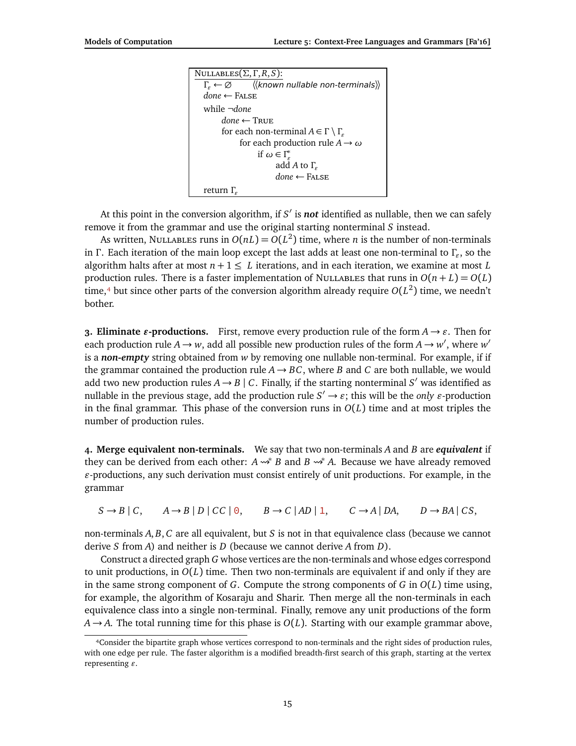```
NULLABLES(Σ, Γ, R, S):
  Γ_ε ← ∅        ⟨⟨known nullable non-terminals⟩⟩
  done ← FALSE
  while ¬done
      done ← TRUE
      for each non-terminal A ∈ Γ \ Γ_ε
          for each production rule A → ω
              if ω ∈ Γ_ε^*
                  add A to Γ_ε
                  done ← FALSE
  return Γ_ε
```

At this point in the conversion algorithm, if $S'$ is ***not*** identified as nullable, then we can safely remove it from the grammar and use the original starting nonterminal $S$ instead.

As written, NULLABLES runs in $O(nL) = O(L^2)$ time, where $n$ is the number of non-terminals in $\Gamma$. Each iteration of the main loop except the last adds at least one non-terminal to $\Gamma_\varepsilon$, so the algorithm halts after at most $n+1 \leq L$ iterations, and in each iteration, we examine at most $L$ production rules. There is a faster implementation of NULLABLES that runs in $O(n+L) = O(L)$ time,[4] but since other parts of the conversion algorithm already require $O(L^2)$ time, we needn't bother.

**3. Eliminate $\varepsilon$-productions.** First, remove every production rule of the form $A \to \varepsilon$. Then for each production rule $A \to w$, add all possible new production rules of the form $A \to w'$, where $w'$ is a ***non-empty*** string obtained from $w$ by removing one nullable non-terminal. For example, if if the grammar contained the production rule $A \to BC$, where $B$ and $C$ are both nullable, we would add two new production rules $A \to B \mid C$. Finally, if the starting nonterminal $S'$ was identified as nullable in the previous stage, add the production rule $S' \to \varepsilon$; this will be the *only* $\varepsilon$-production in the final grammar. This phase of the conversion runs in $O(L)$ time and at most triples the number of production rules.

**4. Merge equivalent non-terminals.** We say that two non-terminals $A$ and $B$ are ***equivalent*** if they can be derived from each other: $A \rightsquigarrow^* B$ and $B \rightsquigarrow^* A$. Because we have already removed $\varepsilon$-productions, any such derivation must consist entirely of unit productions. For example, in the grammar

$$S \to B \mid C, \qquad A \to B \mid D \mid CC \mid 0, \qquad B \to C \mid AD \mid 1, \qquad C \to A \mid DA, \qquad D \to BA \mid CS,$$

non-terminals $A, B, C$ are all equivalent, but $S$ is not in that equivalence class (because we cannot derive $S$ from $A$) and neither is $D$ (because we cannot derive $A$ from $D$).

Construct a directed graph $G$ whose vertices are the non-terminals and whose edges correspond to unit productions, in $O(L)$ time. Then two non-terminals are equivalent if and only if they are in the same strong component of $G$. Compute the strong components of $G$ in $O(L)$ time using, for example, the algorithm of Kosaraju and Sharir. Then merge all the non-terminals in each equivalence class into a single non-terminal. Finally, remove any unit productions of the form $A \to A$. The total running time for this phase is $O(L)$. Starting with our example grammar above,

[4] Consider the bipartite graph whose vertices correspond to non-terminals and the right sides of production rules, with one edge per rule. The faster algorithm is a modified breadth-first search of this graph, starting at the vertex representing $\varepsilon$.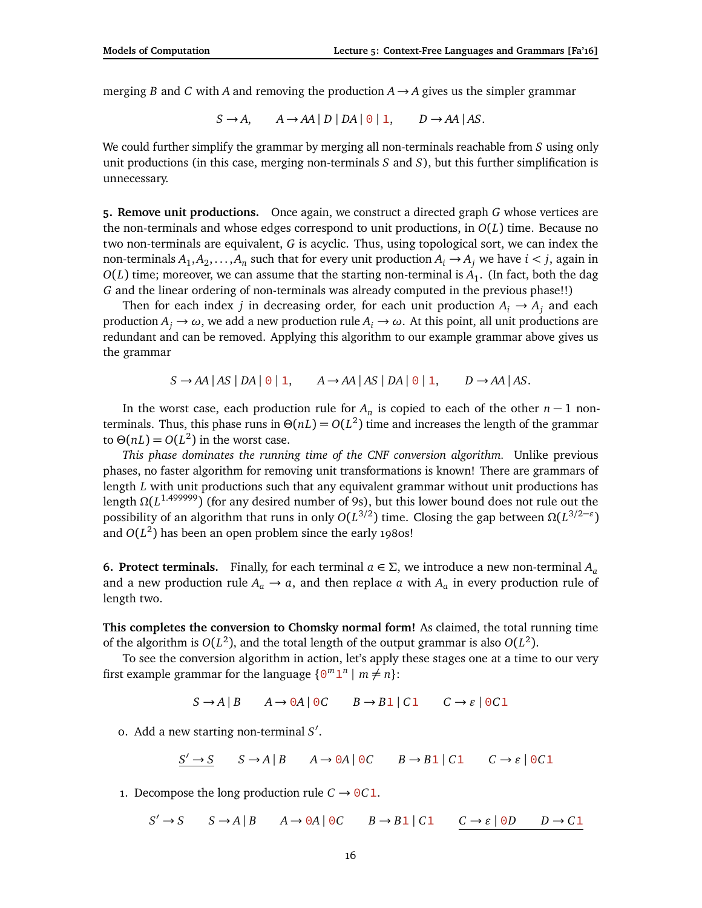merging $B$ and $C$ with $A$ and removing the production $A \to A$ gives us the simpler grammar

$$S \to A, \qquad A \to AA \mid D \mid DA \mid \mathtt{0} \mid \mathtt{1}, \qquad D \to AA \mid AS.$$

We could further simplify the grammar by merging all non-terminals reachable from $S$ using only unit productions (in this case, merging non-terminals $S$ and $S$), but this further simplification is unnecessary.

**5. Remove unit productions.** Once again, we construct a directed graph $G$ whose vertices are the non-terminals and whose edges correspond to unit productions, in $O(L)$ time. Because no two non-terminals are equivalent, $G$ is acyclic. Thus, using topological sort, we can index the non-terminals $A_1, A_2, \ldots, A_n$ such that for every unit production $A_i \to A_j$ we have $i < j$, again in $O(L)$ time; moreover, we can assume that the starting non-terminal is $A_1$. (In fact, both the dag $G$ and the linear ordering of non-terminals was already computed in the previous phase!!)

Then for each index $j$ in decreasing order, for each unit production $A_i \to A_j$ and each production $A_j \to \omega$, we add a new production rule $A_i \to \omega$. At this point, all unit productions are redundant and can be removed. Applying this algorithm to our example grammar above gives us the grammar

$$S \to AA \mid AS \mid DA \mid \mathtt{0} \mid \mathtt{1}, \qquad A \to AA \mid AS \mid DA \mid \mathtt{0} \mid \mathtt{1}, \qquad D \to AA \mid AS.$$

In the worst case, each production rule for $A_n$ is copied to each of the other $n-1$ non-terminals. Thus, this phase runs in $\Theta(nL) = O(L^2)$ time and increases the length of the grammar to $\Theta(nL) = O(L^2)$ in the worst case.

*This phase dominates the running time of the CNF conversion algorithm.* Unlike previous phases, no faster algorithm for removing unit transformations is known! There are grammars of length $L$ with unit productions such that any equivalent grammar without unit productions has length $\Omega(L^{1.499999})$ (for any desired number of 9s), but this lower bound does not rule out the possibility of an algorithm that runs in only $O(L^{3/2})$ time. Closing the gap between $\Omega(L^{3/2-\varepsilon})$ and $O(L^2)$ has been an open problem since the early 1980s!

**6. Protect terminals.** Finally, for each terminal $a \in \Sigma$, we introduce a new non-terminal $A_a$ and a new production rule $A_a \to a$, and then replace $a$ with $A_a$ in every production rule of length two.

**This completes the conversion to Chomsky normal form!** As claimed, the total running time of the algorithm is $O(L^2)$, and the total length of the output grammar is also $O(L^2)$.

To see the conversion algorithm in action, let's apply these stages one at a time to our very first example grammar for the language $\{\mathtt{0}^m\mathtt{1}^n \mid m \neq n\}$:

$$S \to A \mid B \qquad A \to \mathtt{0}A \mid \mathtt{0}C \qquad B \to B\mathtt{1} \mid C\mathtt{1} \qquad C \to \varepsilon \mid \mathtt{0}C\mathtt{1}$$

0. Add a new starting non-terminal $S'$.

$$\underline{S' \to S} \qquad S \to A \mid B \qquad A \to \mathtt{0}A \mid \mathtt{0}C \qquad B \to B\mathtt{1} \mid C\mathtt{1} \qquad C \to \varepsilon \mid \mathtt{0}C\mathtt{1}$$

1. Decompose the long production rule $C \to \mathtt{0}C\mathtt{1}$.

$$S' \to S \qquad S \to A \mid B \qquad A \to \mathtt{0}A \mid \mathtt{0}C \qquad B \to B\mathtt{1} \mid C\mathtt{1} \qquad \underline{C \to \varepsilon \mid \mathtt{0}D \qquad D \to C\mathtt{1}}$$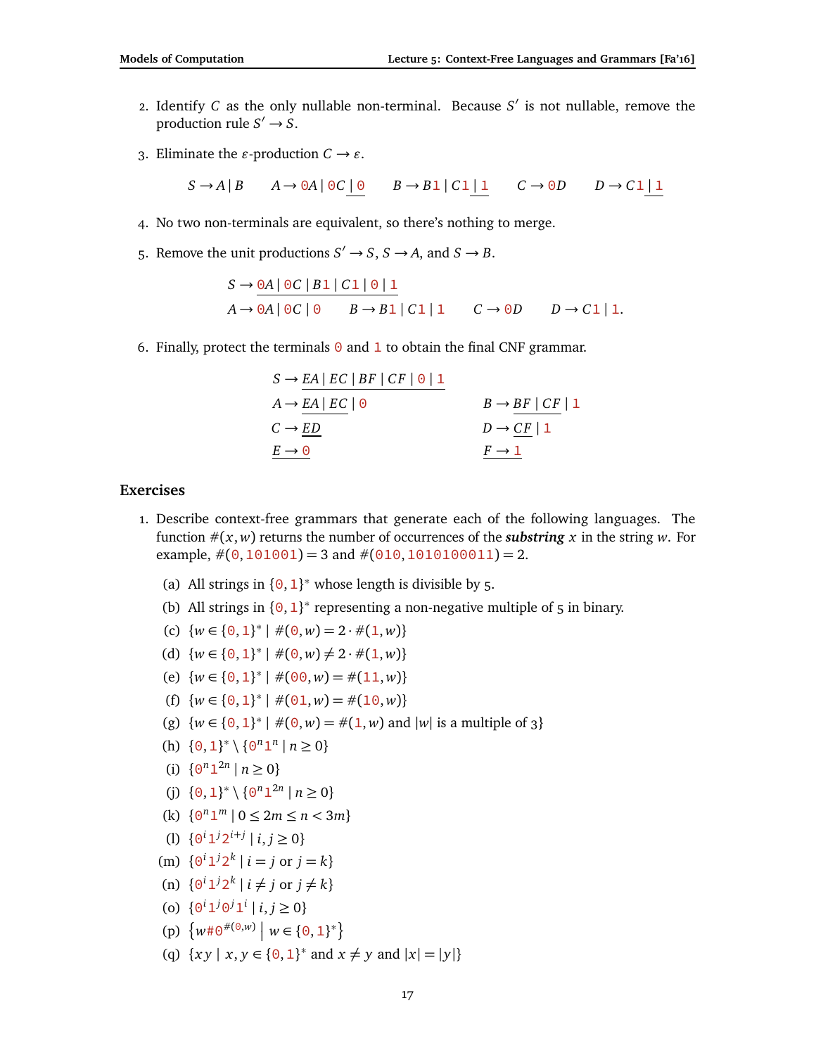2. Identify $C$ as the only nullable non-terminal. Because $S'$ is not nullable, remove the production rule $S' \to S$.

3. Eliminate the $\varepsilon$-production $C \to \varepsilon$.

$$S \to A \mid B \qquad A \to \mathtt{0}A \mid \mathtt{0}C \mid \underline{\mathtt{0}} \qquad B \to B\mathtt{1} \mid C\mathtt{1} \mid \underline{\mathtt{1}} \qquad C \to \mathtt{0}D \qquad D \to C\mathtt{1} \mid \underline{\mathtt{1}}$$

4. No two non-terminals are equivalent, so there's nothing to merge.

5. Remove the unit productions $S' \to S$, $S \to A$, and $S \to B$.

$$S \to \underline{\mathtt{0}A \mid \mathtt{0}C \mid B\mathtt{1} \mid C\mathtt{1} \mid \mathtt{0} \mid \mathtt{1}}$$
$$A \to \mathtt{0}A \mid \mathtt{0}C \mid \mathtt{0} \qquad B \to B\mathtt{1} \mid C\mathtt{1} \mid \mathtt{1} \qquad C \to \mathtt{0}D \qquad D \to C\mathtt{1} \mid \mathtt{1}.$$

6. Finally, protect the terminals $\mathtt{0}$ and $\mathtt{1}$ to obtain the final CNF grammar.

$$\begin{aligned}
&S \to \underline{EA \mid EC \mid BF \mid CF \mid \mathtt{0} \mid \mathtt{1}} & & \\
&A \to \underline{EA \mid EC} \mid \mathtt{0} & & B \to \underline{BF \mid CF} \mid \mathtt{1} \\
&C \to \underline{ED} & & D \to \underline{CF} \mid \mathtt{1} \\
&\underline{E \to \mathtt{0}} & & \underline{F \to \mathtt{1}}
\end{aligned}$$

## Exercises

1. Describe context-free grammars that generate each of the following languages. The function $\#(x, w)$ returns the number of occurrences of the ***substring*** $x$ in the string $w$. For example, $\#(\mathtt{0}, \mathtt{101001}) = 3$ and $\#(\mathtt{010}, \mathtt{1010100011}) = 2$.

   (a) All strings in $\{\mathtt{0},\mathtt{1}\}^*$ whose length is divisible by 5.

   (b) All strings in $\{\mathtt{0},\mathtt{1}\}^*$ representing a non-negative multiple of 5 in binary.

   (c) $\{w \in \{\mathtt{0},\mathtt{1}\}^* \mid \#(\mathtt{0}, w) = 2 \cdot \#(\mathtt{1}, w)\}$

   (d) $\{w \in \{\mathtt{0},\mathtt{1}\}^* \mid \#(\mathtt{0}, w) \neq 2 \cdot \#(\mathtt{1}, w)\}$

   (e) $\{w \in \{\mathtt{0},\mathtt{1}\}^* \mid \#(\mathtt{00}, w) = \#(\mathtt{11}, w)\}$

   (f) $\{w \in \{\mathtt{0},\mathtt{1}\}^* \mid \#(\mathtt{01}, w) = \#(\mathtt{10}, w)\}$

   (g) $\{w \in \{\mathtt{0},\mathtt{1}\}^* \mid \#(\mathtt{0}, w) = \#(\mathtt{1}, w)$ and $|w|$ is a multiple of 3$\}$

   (h) $\{\mathtt{0},\mathtt{1}\}^* \setminus \{\mathtt{0}^n\mathtt{1}^n \mid n \geq 0\}$

   (i) $\{\mathtt{0}^n\mathtt{1}^{2n} \mid n \geq 0\}$

   (j) $\{\mathtt{0},\mathtt{1}\}^* \setminus \{\mathtt{0}^n\mathtt{1}^{2n} \mid n \geq 0\}$

   (k) $\{\mathtt{0}^n\mathtt{1}^m \mid 0 \leq 2m \leq n < 3m\}$

   (l) $\{\mathtt{0}^i\mathtt{1}^j\mathtt{2}^{i+j} \mid i, j \geq 0\}$

   (m) $\{\mathtt{0}^i\mathtt{1}^j\mathtt{2}^k \mid i = j$ or $j = k\}$

   (n) $\{\mathtt{0}^i\mathtt{1}^j\mathtt{2}^k \mid i \neq j$ or $j \neq k\}$

   (o) $\{\mathtt{0}^i\mathtt{1}^j\mathtt{0}^j\mathtt{1}^i \mid i, j \geq 0\}$

   (p) $\left\{w\#\mathtt{0}^{\#(\mathtt{0},w)} \;\middle|\; w \in \{\mathtt{0},\mathtt{1}\}^*\right\}$

   (q) $\{xy \mid x, y \in \{\mathtt{0},\mathtt{1}\}^*$ and $x \neq y$ and $|x| = |y|\}$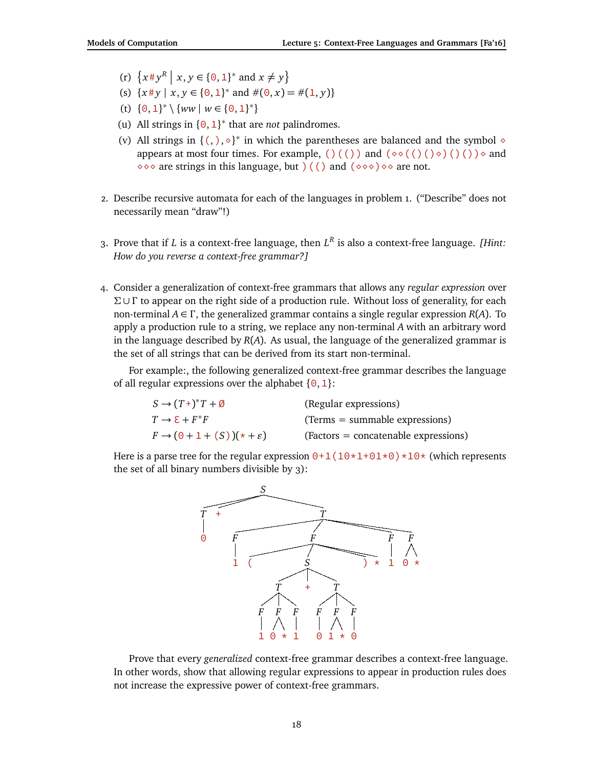(r) $\left\{x\#y^R \mid x, y \in \{0,1\}^* \text{ and } x \neq y\right\}$

(s) $\{x\#y \mid x, y \in \{0,1\}^* \text{ and } \#(0, x) = \#(1, y)\}$

(t) $\{0,1\}^* \setminus \{ww \mid w \in \{0,1\}^*\}$

(u) All strings in $\{0,1\}^*$ that are *not* palindromes.

(v) All strings in $\{(,),\diamond\}^*$ in which the parentheses are balanced and the symbol $\diamond$ appears at most four times. For example, ()(()) and ($\diamond\diamond$(()()$\diamond$)(()))$\diamond$ and $\diamond\diamond\diamond$ are strings in this language, but )(() and ($\diamond\diamond\diamond$)$\diamond\diamond$ are not.

2. Describe recursive automata for each of the languages in problem 1. ("Describe" does not necessarily mean "draw"!)

3. Prove that if $L$ is a context-free language, then $L^R$ is also a context-free language. *[Hint: How do you reverse a context-free grammar?]*

4. Consider a generalization of context-free grammars that allows any *regular expression* over $\Sigma \cup \Gamma$ to appear on the right side of a production rule. Without loss of generality, for each non-terminal $A \in \Gamma$, the generalized grammar contains a single regular expression $R(A)$. To apply a production rule to a string, we replace any non-terminal $A$ with an arbitrary word in the language described by $R(A)$. As usual, the language of the generalized grammar is the set of all strings that can be derived from its start non-terminal.

   For example:, the following generalized context-free grammar describes the language of all regular expressions over the alphabet $\{0,1\}$:

   $$S \to (T+)^*T + \emptyset \qquad \text{(Regular expressions)}$$
   $$T \to \varepsilon + F^*F \qquad \text{(Terms = summable expressions)}$$
   $$F \to (0 + 1 + (S))(\star + \varepsilon) \qquad \text{(Factors = concatenable expressions)}$$

   Here is a parse tree for the regular expression 0+1(10⋆1+01⋆0)⋆10⋆ (which represents the set of all binary numbers divisible by 3):

   S
   T + T
   0 F F F F
   1 ( S ) ⋆ 1 0 ⋆
   T + T
   F F F F F F
   1 0 ⋆ 1 0 1 ⋆ 0

   Prove that every *generalized* context-free grammar describes a context-free language. In other words, show that allowing regular expressions to appear in production rules does not increase the expressive power of context-free grammars.